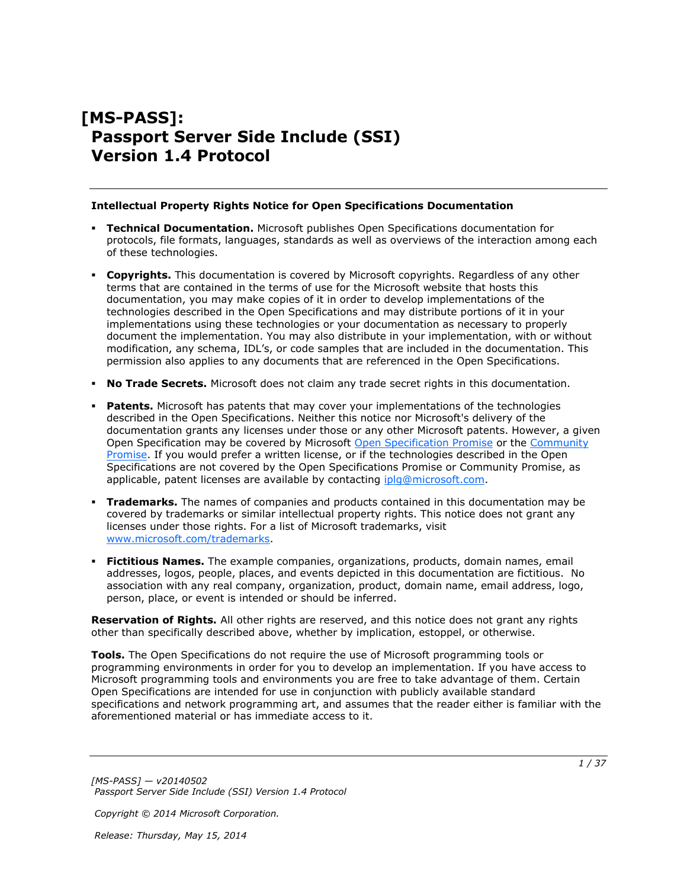# [MS-PASS]: Passport Server Side Include (SSI) Version 1.4 Protocol

**Intellectual Property Rights Notice for Open Specifications Documentation**

- **Technical Documentation.** Microsoft publishes Open Specifications documentation for protocols, file formats, languages, standards as well as overviews of the interaction among each of these technologies.
- **Copyrights.** This documentation is covered by Microsoft copyrights. Regardless of any other terms that are contained in the terms of use for the Microsoft website that hosts this documentation, you may make copies of it in order to develop implementations of the technologies described in the Open Specifications and may distribute portions of it in your implementations using these technologies or your documentation as necessary to properly document the implementation. You may also distribute in your implementation, with or without modification, any schema, IDL's, or code samples that are included in the documentation. This permission also applies to any documents that are referenced in the Open Specifications.
- **No Trade Secrets.** Microsoft does not claim any trade secret rights in this documentation.
- **Patents.** Microsoft has patents that may cover your implementations of the technologies described in the Open Specifications. Neither this notice nor Microsoft's delivery of the documentation grants any licenses under those or any other Microsoft patents. However, a given Open Specification may be covered by Microsoft Open Specification Promise or the Community Promise. If you would prefer a written license, or if the technologies described in the Open Specifications are not covered by the Open Specifications Promise or Community Promise, as applicable, patent licenses are available by contacting iplg@microsoft.com.
- **Trademarks.** The names of companies and products contained in this documentation may be covered by trademarks or similar intellectual property rights. This notice does not grant any licenses under those rights. For a list of Microsoft trademarks, visit www.microsoft.com/trademarks.
- **Fictitious Names.** The example companies, organizations, products, domain names, email addresses, logos, people, places, and events depicted in this documentation are fictitious. No association with any real company, organization, product, domain name, email address, logo, person, place, or event is intended or should be inferred.

**Reservation of Rights.** All other rights are reserved, and this notice does not grant any rights other than specifically described above, whether by implication, estoppel, or otherwise.

**Tools.** The Open Specifications do not require the use of Microsoft programming tools or programming environments in order for you to develop an implementation. If you have access to Microsoft programming tools and environments you are free to take advantage of them. Certain Open Specifications are intended for use in conjunction with publicly available standard specifications and network programming art, and assumes that the reader either is familiar with the aforementioned material or has immediate access to it.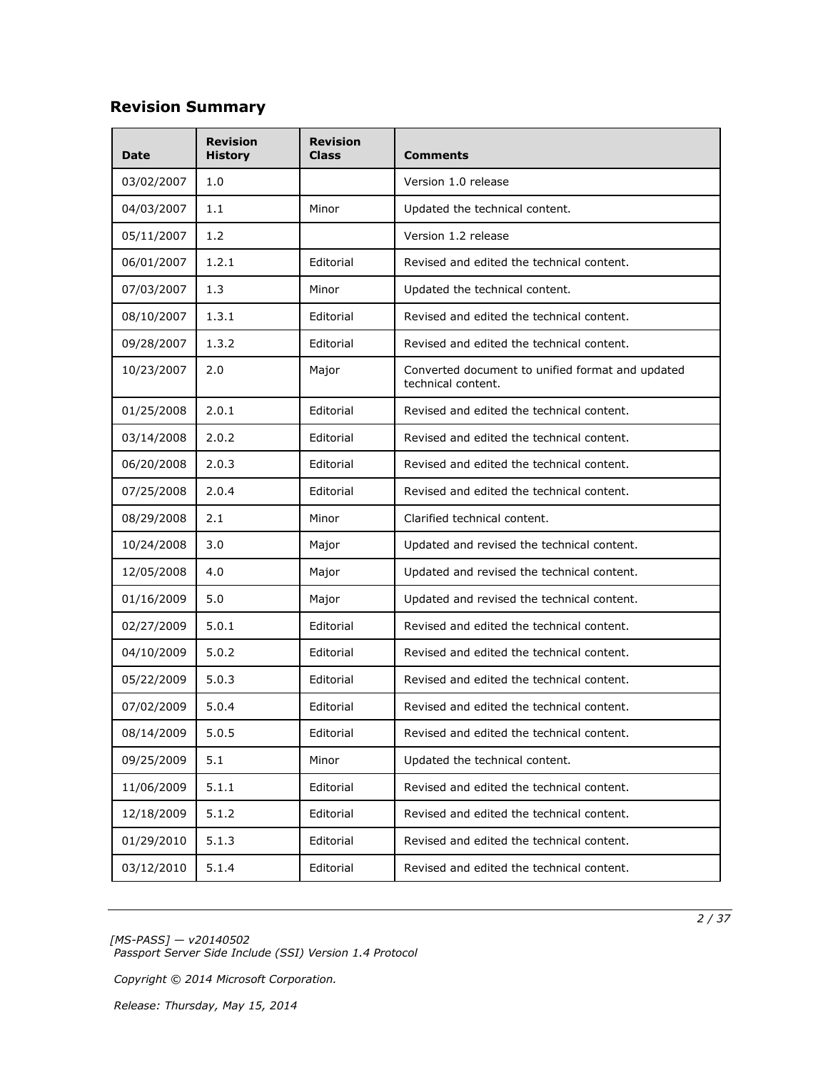## Revision Summary

| Date | Revision History | Revision Class | Comments |
|---|---|---|---|
| 03/02/2007 | 1.0 | | Version 1.0 release |
| 04/03/2007 | 1.1 | Minor | Updated the technical content. |
| 05/11/2007 | 1.2 | | Version 1.2 release |
| 06/01/2007 | 1.2.1 | Editorial | Revised and edited the technical content. |
| 07/03/2007 | 1.3 | Minor | Updated the technical content. |
| 08/10/2007 | 1.3.1 | Editorial | Revised and edited the technical content. |
| 09/28/2007 | 1.3.2 | Editorial | Revised and edited the technical content. |
| 10/23/2007 | 2.0 | Major | Converted document to unified format and updated technical content. |
| 01/25/2008 | 2.0.1 | Editorial | Revised and edited the technical content. |
| 03/14/2008 | 2.0.2 | Editorial | Revised and edited the technical content. |
| 06/20/2008 | 2.0.3 | Editorial | Revised and edited the technical content. |
| 07/25/2008 | 2.0.4 | Editorial | Revised and edited the technical content. |
| 08/29/2008 | 2.1 | Minor | Clarified technical content. |
| 10/24/2008 | 3.0 | Major | Updated and revised the technical content. |
| 12/05/2008 | 4.0 | Major | Updated and revised the technical content. |
| 01/16/2009 | 5.0 | Major | Updated and revised the technical content. |
| 02/27/2009 | 5.0.1 | Editorial | Revised and edited the technical content. |
| 04/10/2009 | 5.0.2 | Editorial | Revised and edited the technical content. |
| 05/22/2009 | 5.0.3 | Editorial | Revised and edited the technical content. |
| 07/02/2009 | 5.0.4 | Editorial | Revised and edited the technical content. |
| 08/14/2009 | 5.0.5 | Editorial | Revised and edited the technical content. |
| 09/25/2009 | 5.1 | Minor | Updated the technical content. |
| 11/06/2009 | 5.1.1 | Editorial | Revised and edited the technical content. |
| 12/18/2009 | 5.1.2 | Editorial | Revised and edited the technical content. |
| 01/29/2010 | 5.1.3 | Editorial | Revised and edited the technical content. |
| 03/12/2010 | 5.1.4 | Editorial | Revised and edited the technical content. |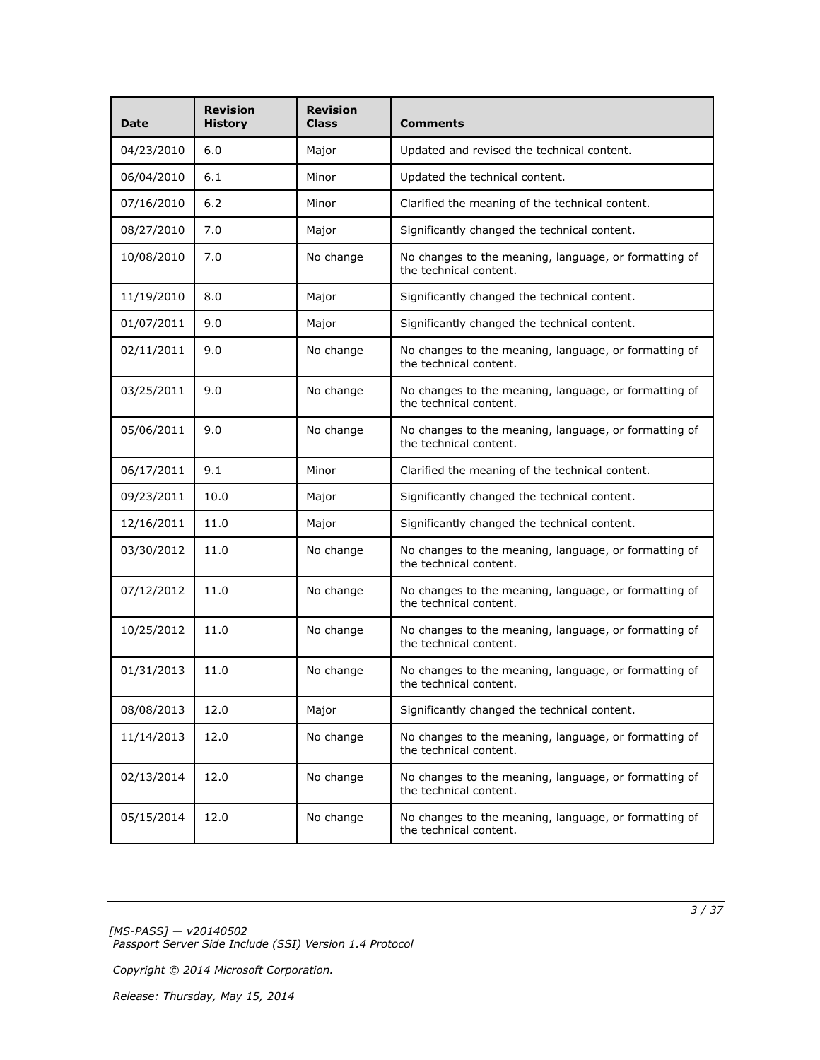| Date | Revision History | Revision Class | Comments |
|---|---|---|---|
| 04/23/2010 | 6.0 | Major | Updated and revised the technical content. |
| 06/04/2010 | 6.1 | Minor | Updated the technical content. |
| 07/16/2010 | 6.2 | Minor | Clarified the meaning of the technical content. |
| 08/27/2010 | 7.0 | Major | Significantly changed the technical content. |
| 10/08/2010 | 7.0 | No change | No changes to the meaning, language, or formatting of the technical content. |
| 11/19/2010 | 8.0 | Major | Significantly changed the technical content. |
| 01/07/2011 | 9.0 | Major | Significantly changed the technical content. |
| 02/11/2011 | 9.0 | No change | No changes to the meaning, language, or formatting of the technical content. |
| 03/25/2011 | 9.0 | No change | No changes to the meaning, language, or formatting of the technical content. |
| 05/06/2011 | 9.0 | No change | No changes to the meaning, language, or formatting of the technical content. |
| 06/17/2011 | 9.1 | Minor | Clarified the meaning of the technical content. |
| 09/23/2011 | 10.0 | Major | Significantly changed the technical content. |
| 12/16/2011 | 11.0 | Major | Significantly changed the technical content. |
| 03/30/2012 | 11.0 | No change | No changes to the meaning, language, or formatting of the technical content. |
| 07/12/2012 | 11.0 | No change | No changes to the meaning, language, or formatting of the technical content. |
| 10/25/2012 | 11.0 | No change | No changes to the meaning, language, or formatting of the technical content. |
| 01/31/2013 | 11.0 | No change | No changes to the meaning, language, or formatting of the technical content. |
| 08/08/2013 | 12.0 | Major | Significantly changed the technical content. |
| 11/14/2013 | 12.0 | No change | No changes to the meaning, language, or formatting of the technical content. |
| 02/13/2014 | 12.0 | No change | No changes to the meaning, language, or formatting of the technical content. |
| 05/15/2014 | 12.0 | No change | No changes to the meaning, language, or formatting of the technical content. |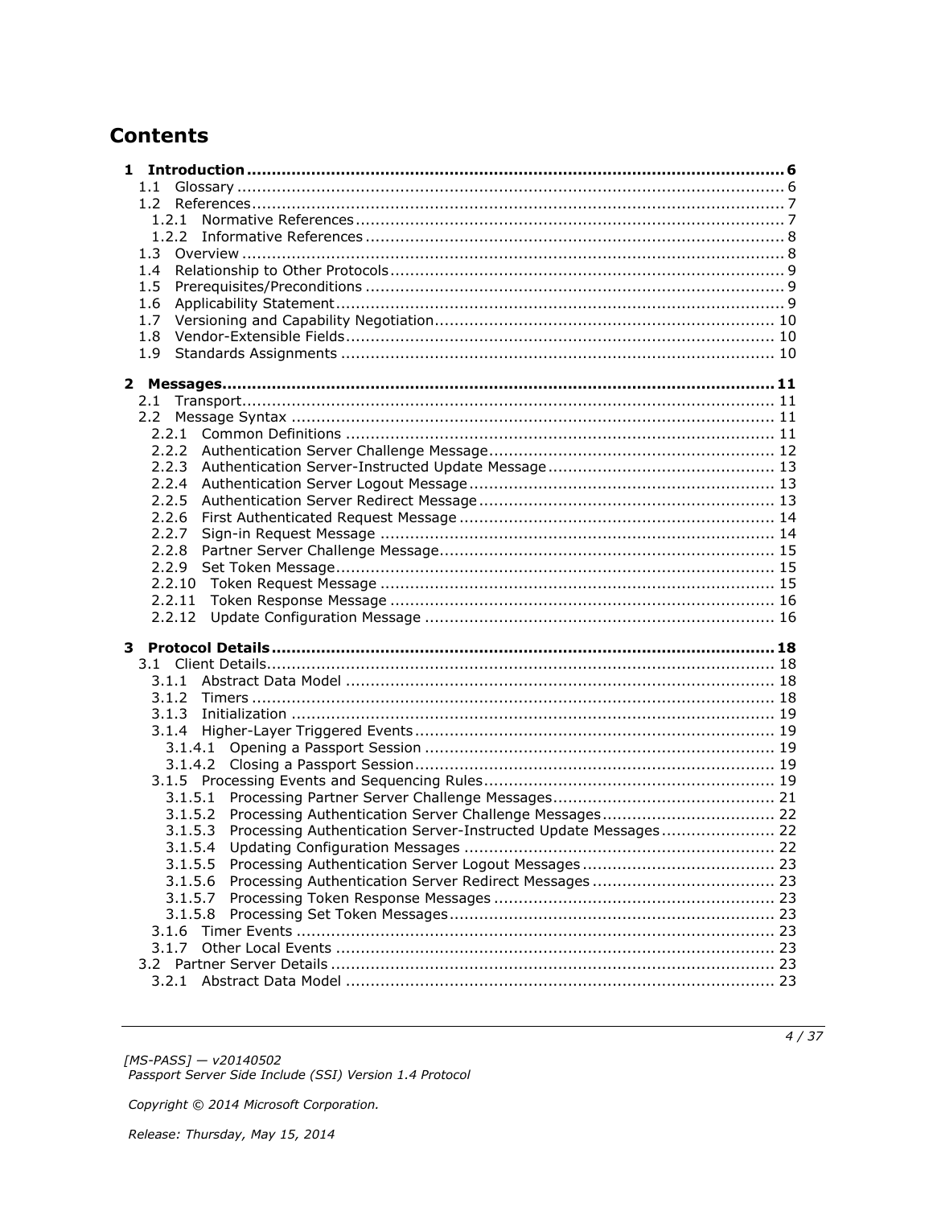# Contents

**1 Introduction ... 6**
- 1.1 Glossary ... 6
- 1.2 References ... 7
  - 1.2.1 Normative References ... 7
  - 1.2.2 Informative References ... 8
- 1.3 Overview ... 8
- 1.4 Relationship to Other Protocols ... 9
- 1.5 Prerequisites/Preconditions ... 9
- 1.6 Applicability Statement ... 9
- 1.7 Versioning and Capability Negotiation ... 10
- 1.8 Vendor-Extensible Fields ... 10
- 1.9 Standards Assignments ... 10

**2 Messages ... 11**
- 2.1 Transport ... 11
- 2.2 Message Syntax ... 11
  - 2.2.1 Common Definitions ... 11
  - 2.2.2 Authentication Server Challenge Message ... 12
  - 2.2.3 Authentication Server-Instructed Update Message ... 13
  - 2.2.4 Authentication Server Logout Message ... 13
  - 2.2.5 Authentication Server Redirect Message ... 13
  - 2.2.6 First Authenticated Request Message ... 14
  - 2.2.7 Sign-in Request Message ... 14
  - 2.2.8 Partner Server Challenge Message ... 15
  - 2.2.9 Set Token Message ... 15
  - 2.2.10 Token Request Message ... 15
  - 2.2.11 Token Response Message ... 16
  - 2.2.12 Update Configuration Message ... 16

**3 Protocol Details ... 18**
- 3.1 Client Details ... 18
  - 3.1.1 Abstract Data Model ... 18
  - 3.1.2 Timers ... 18
  - 3.1.3 Initialization ... 19
  - 3.1.4 Higher-Layer Triggered Events ... 19
    - 3.1.4.1 Opening a Passport Session ... 19
    - 3.1.4.2 Closing a Passport Session ... 19
  - 3.1.5 Processing Events and Sequencing Rules ... 19
    - 3.1.5.1 Processing Partner Server Challenge Messages ... 21
    - 3.1.5.2 Processing Authentication Server Challenge Messages ... 22
    - 3.1.5.3 Processing Authentication Server-Instructed Update Messages ... 22
    - 3.1.5.4 Updating Configuration Messages ... 22
    - 3.1.5.5 Processing Authentication Server Logout Messages ... 23
    - 3.1.5.6 Processing Authentication Server Redirect Messages ... 23
    - 3.1.5.7 Processing Token Response Messages ... 23
    - 3.1.5.8 Processing Set Token Messages ... 23
  - 3.1.6 Timer Events ... 23
  - 3.1.7 Other Local Events ... 23
- 3.2 Partner Server Details ... 23
  - 3.2.1 Abstract Data Model ... 23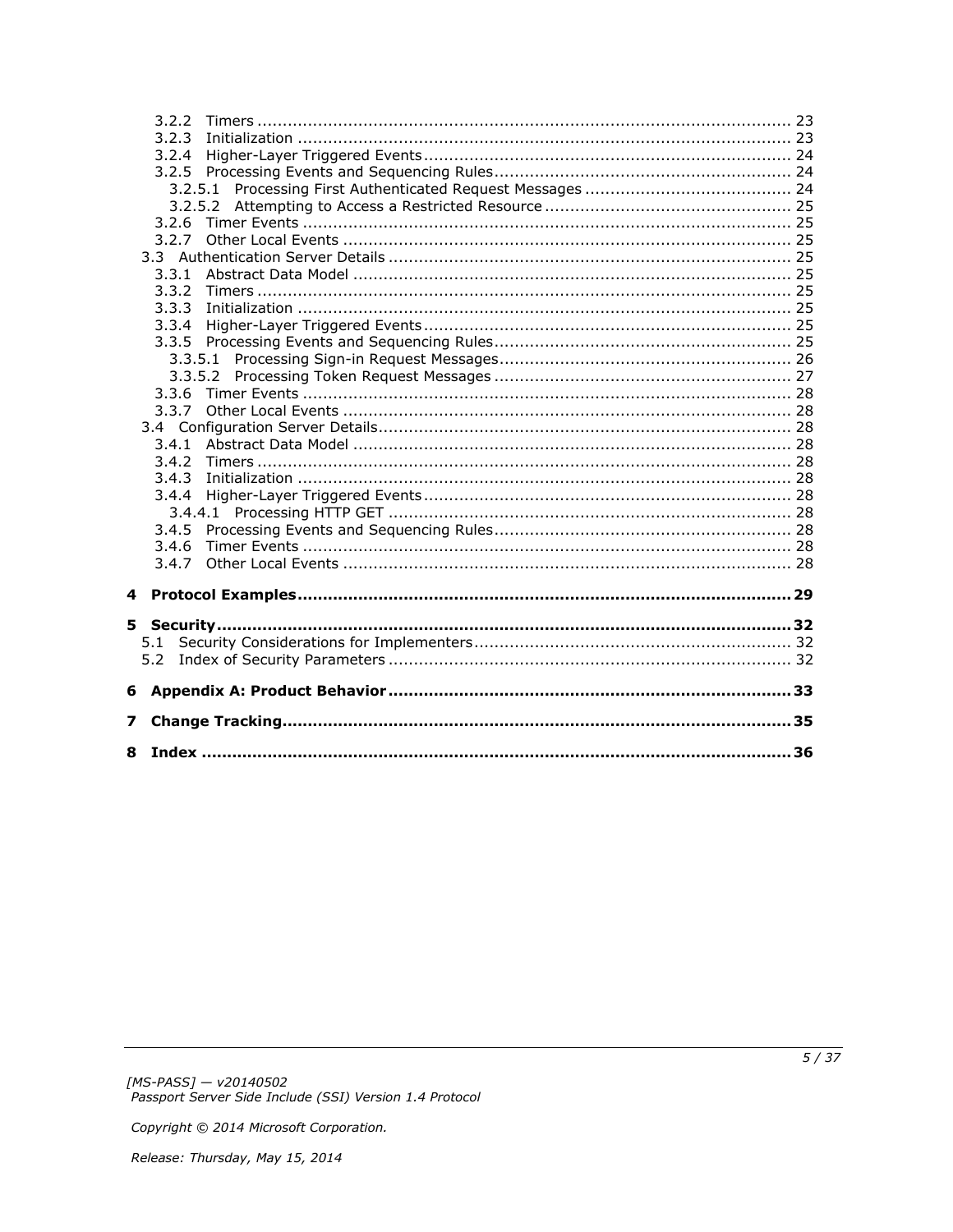- 3.2.2 Timers ........................................................................................................ 23
- 3.2.3 Initialization ................................................................................................ 23
- 3.2.4 Higher-Layer Triggered Events ........................................................................ 24
- 3.2.5 Processing Events and Sequencing Rules .......................................................... 24
  - 3.2.5.1 Processing First Authenticated Request Messages ........................................ 24
  - 3.2.5.2 Attempting to Access a Restricted Resource ................................................ 25
- 3.2.6 Timer Events ................................................................................................ 25
- 3.2.7 Other Local Events ........................................................................................ 25
- 3.3 Authentication Server Details ............................................................................... 25
  - 3.3.1 Abstract Data Model ...................................................................................... 25
  - 3.3.2 Timers ........................................................................................................ 25
  - 3.3.3 Initialization ................................................................................................ 25
  - 3.3.4 Higher-Layer Triggered Events ........................................................................ 25
  - 3.3.5 Processing Events and Sequencing Rules .......................................................... 25
    - 3.3.5.1 Processing Sign-in Request Messages ......................................................... 26
    - 3.3.5.2 Processing Token Request Messages .......................................................... 27
  - 3.3.6 Timer Events ................................................................................................ 28
  - 3.3.7 Other Local Events ........................................................................................ 28
- 3.4 Configuration Server Details ................................................................................. 28
  - 3.4.1 Abstract Data Model ...................................................................................... 28
  - 3.4.2 Timers ........................................................................................................ 28
  - 3.4.3 Initialization ................................................................................................ 28
  - 3.4.4 Higher-Layer Triggered Events ........................................................................ 28
    - 3.4.4.1 Processing HTTP GET ............................................................................... 28
  - 3.4.5 Processing Events and Sequencing Rules .......................................................... 28
  - 3.4.6 Timer Events ................................................................................................ 28
  - 3.4.7 Other Local Events ........................................................................................ 28

**4 Protocol Examples ................................................................................................ 29**

**5 Security ................................................................................................................ 32**
- 5.1 Security Considerations for Implementers .............................................................. 32
- 5.2 Index of Security Parameters ............................................................................... 32

**6 Appendix A: Product Behavior .............................................................................. 33**

**7 Change Tracking .................................................................................................... 35**

**8 Index .................................................................................................................... 36**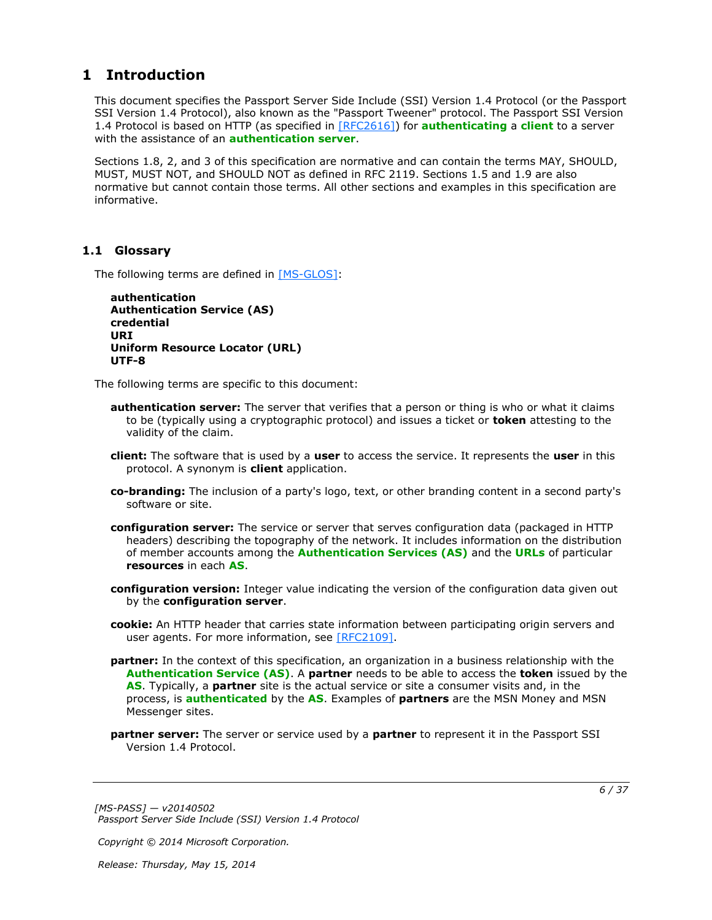# 1 Introduction

This document specifies the Passport Server Side Include (SSI) Version 1.4 Protocol (or the Passport SSI Version 1.4 Protocol), also known as the "Passport Tweener" protocol. The Passport SSI Version 1.4 Protocol is based on HTTP (as specified in [RFC2616]) for **authenticating** a **client** to a server with the assistance of an **authentication server**.

Sections 1.8, 2, and 3 of this specification are normative and can contain the terms MAY, SHOULD, MUST, MUST NOT, and SHOULD NOT as defined in RFC 2119. Sections 1.5 and 1.9 are also normative but cannot contain those terms. All other sections and examples in this specification are informative.

## 1.1 Glossary

The following terms are defined in [MS-GLOS]:

**authentication**
**Authentication Service (AS)**
**credential**
**URI**
**Uniform Resource Locator (URL)**
**UTF-8**

The following terms are specific to this document:

**authentication server:** The server that verifies that a person or thing is who or what it claims to be (typically using a cryptographic protocol) and issues a ticket or **token** attesting to the validity of the claim.

**client:** The software that is used by a **user** to access the service. It represents the **user** in this protocol. A synonym is **client** application.

**co-branding:** The inclusion of a party's logo, text, or other branding content in a second party's software or site.

**configuration server:** The service or server that serves configuration data (packaged in HTTP headers) describing the topography of the network. It includes information on the distribution of member accounts among the **Authentication Services (AS)** and the **URLs** of particular **resources** in each **AS**.

**configuration version:** Integer value indicating the version of the configuration data given out by the **configuration server**.

**cookie:** An HTTP header that carries state information between participating origin servers and user agents. For more information, see [RFC2109].

**partner:** In the context of this specification, an organization in a business relationship with the **Authentication Service (AS)**. A **partner** needs to be able to access the **token** issued by the **AS**. Typically, a **partner** site is the actual service or site a consumer visits and, in the process, is **authenticated** by the **AS**. Examples of **partners** are the MSN Money and MSN Messenger sites.

**partner server:** The server or service used by a **partner** to represent it in the Passport SSI Version 1.4 Protocol.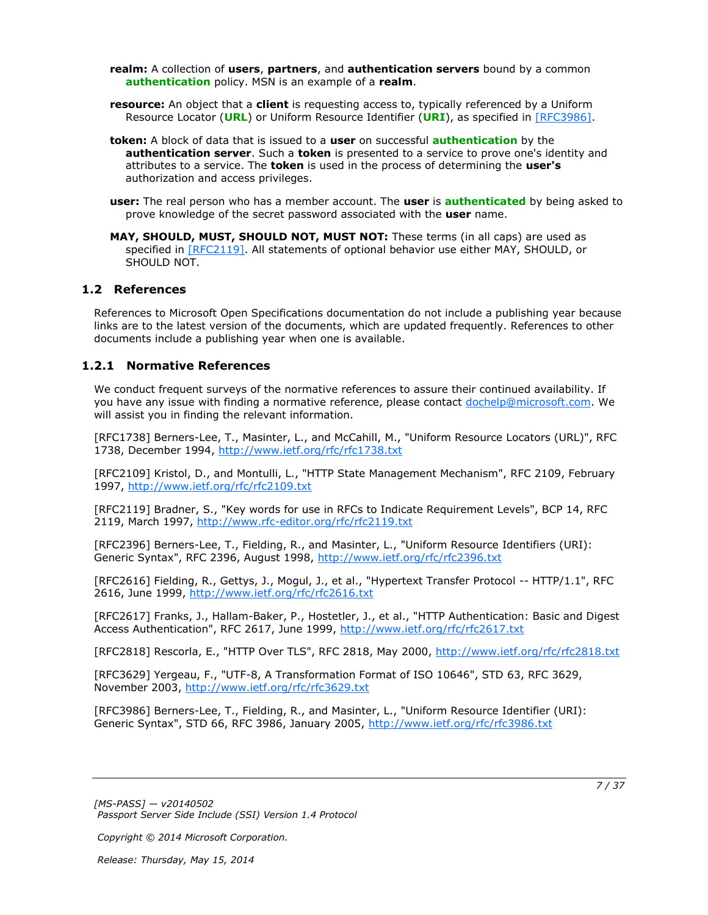**realm:** A collection of **users**, **partners**, and **authentication servers** bound by a common **authentication** policy. MSN is an example of a **realm**.

**resource:** An object that a **client** is requesting access to, typically referenced by a Uniform Resource Locator (**URL**) or Uniform Resource Identifier (**URI**), as specified in [RFC3986].

**token:** A block of data that is issued to a **user** on successful **authentication** by the **authentication server**. Such a **token** is presented to a service to prove one's identity and attributes to a service. The **token** is used in the process of determining the **user's** authorization and access privileges.

**user:** The real person who has a member account. The **user** is **authenticated** by being asked to prove knowledge of the secret password associated with the **user** name.

**MAY, SHOULD, MUST, SHOULD NOT, MUST NOT:** These terms (in all caps) are used as specified in [RFC2119]. All statements of optional behavior use either MAY, SHOULD, or SHOULD NOT.

## 1.2 References

References to Microsoft Open Specifications documentation do not include a publishing year because links are to the latest version of the documents, which are updated frequently. References to other documents include a publishing year when one is available.

### 1.2.1 Normative References

We conduct frequent surveys of the normative references to assure their continued availability. If you have any issue with finding a normative reference, please contact dochelp@microsoft.com. We will assist you in finding the relevant information.

[RFC1738] Berners-Lee, T., Masinter, L., and McCahill, M., "Uniform Resource Locators (URL)", RFC 1738, December 1994, http://www.ietf.org/rfc/rfc1738.txt

[RFC2109] Kristol, D., and Montulli, L., "HTTP State Management Mechanism", RFC 2109, February 1997, http://www.ietf.org/rfc/rfc2109.txt

[RFC2119] Bradner, S., "Key words for use in RFCs to Indicate Requirement Levels", BCP 14, RFC 2119, March 1997, http://www.rfc-editor.org/rfc/rfc2119.txt

[RFC2396] Berners-Lee, T., Fielding, R., and Masinter, L., "Uniform Resource Identifiers (URI): Generic Syntax", RFC 2396, August 1998, http://www.ietf.org/rfc/rfc2396.txt

[RFC2616] Fielding, R., Gettys, J., Mogul, J., et al., "Hypertext Transfer Protocol -- HTTP/1.1", RFC 2616, June 1999, http://www.ietf.org/rfc/rfc2616.txt

[RFC2617] Franks, J., Hallam-Baker, P., Hostetler, J., et al., "HTTP Authentication: Basic and Digest Access Authentication", RFC 2617, June 1999, http://www.ietf.org/rfc/rfc2617.txt

[RFC2818] Rescorla, E., "HTTP Over TLS", RFC 2818, May 2000, http://www.ietf.org/rfc/rfc2818.txt

[RFC3629] Yergeau, F., "UTF-8, A Transformation Format of ISO 10646", STD 63, RFC 3629, November 2003, http://www.ietf.org/rfc/rfc3629.txt

[RFC3986] Berners-Lee, T., Fielding, R., and Masinter, L., "Uniform Resource Identifier (URI): Generic Syntax", STD 66, RFC 3986, January 2005, http://www.ietf.org/rfc/rfc3986.txt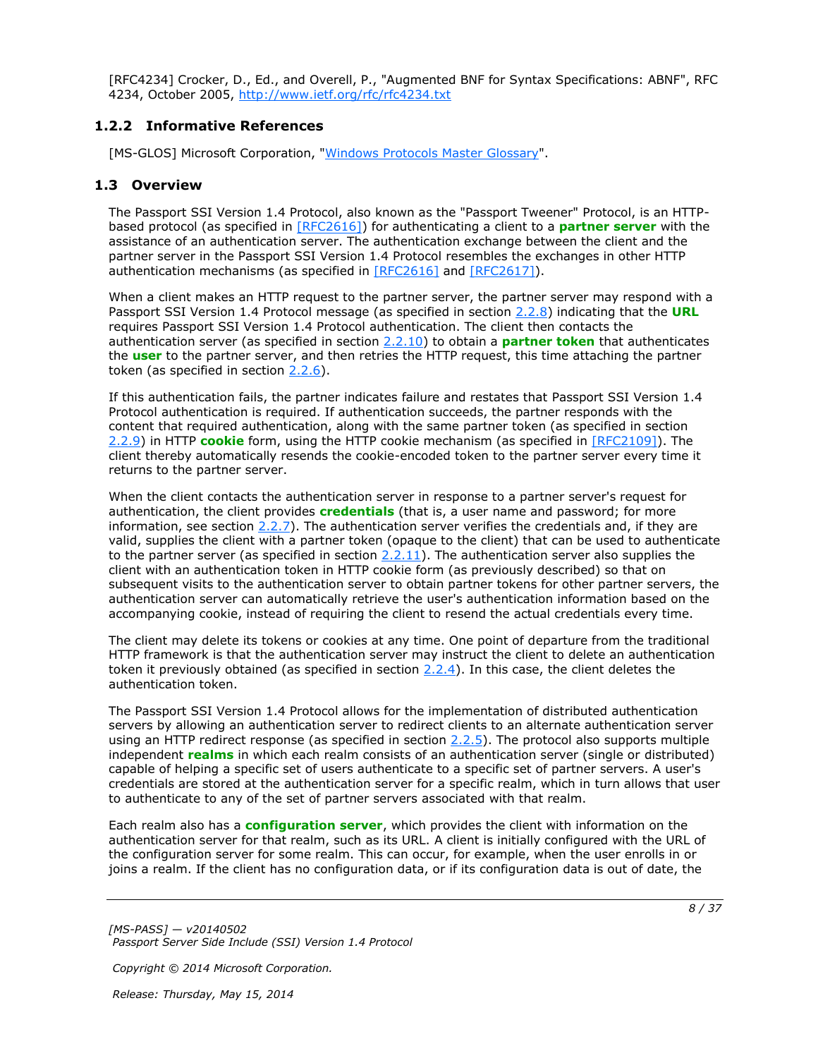[RFC4234] Crocker, D., Ed., and Overell, P., "Augmented BNF for Syntax Specifications: ABNF", RFC 4234, October 2005, http://www.ietf.org/rfc/rfc4234.txt

### 1.2.2 Informative References

[MS-GLOS] Microsoft Corporation, "Windows Protocols Master Glossary".

## 1.3 Overview

The Passport SSI Version 1.4 Protocol, also known as the "Passport Tweener" Protocol, is an HTTP-based protocol (as specified in [RFC2616]) for authenticating a client to a **partner server** with the assistance of an authentication server. The authentication exchange between the client and the partner server in the Passport SSI Version 1.4 Protocol resembles the exchanges in other HTTP authentication mechanisms (as specified in [RFC2616] and [RFC2617]).

When a client makes an HTTP request to the partner server, the partner server may respond with a Passport SSI Version 1.4 Protocol message (as specified in section 2.2.8) indicating that the **URL** requires Passport SSI Version 1.4 Protocol authentication. The client then contacts the authentication server (as specified in section 2.2.10) to obtain a **partner token** that authenticates the **user** to the partner server, and then retries the HTTP request, this time attaching the partner token (as specified in section 2.2.6).

If this authentication fails, the partner indicates failure and restates that Passport SSI Version 1.4 Protocol authentication is required. If authentication succeeds, the partner responds with the content that required authentication, along with the same partner token (as specified in section 2.2.9) in HTTP **cookie** form, using the HTTP cookie mechanism (as specified in [RFC2109]). The client thereby automatically resends the cookie-encoded token to the partner server every time it returns to the partner server.

When the client contacts the authentication server in response to a partner server's request for authentication, the client provides **credentials** (that is, a user name and password; for more information, see section 2.2.7). The authentication server verifies the credentials and, if they are valid, supplies the client with a partner token (opaque to the client) that can be used to authenticate to the partner server (as specified in section 2.2.11). The authentication server also supplies the client with an authentication token in HTTP cookie form (as previously described) so that on subsequent visits to the authentication server to obtain partner tokens for other partner servers, the authentication server can automatically retrieve the user's authentication information based on the accompanying cookie, instead of requiring the client to resend the actual credentials every time.

The client may delete its tokens or cookies at any time. One point of departure from the traditional HTTP framework is that the authentication server may instruct the client to delete an authentication token it previously obtained (as specified in section 2.2.4). In this case, the client deletes the authentication token.

The Passport SSI Version 1.4 Protocol allows for the implementation of distributed authentication servers by allowing an authentication server to redirect clients to an alternate authentication server using an HTTP redirect response (as specified in section 2.2.5). The protocol also supports multiple independent **realms** in which each realm consists of an authentication server (single or distributed) capable of helping a specific set of users authenticate to a specific set of partner servers. A user's credentials are stored at the authentication server for a specific realm, which in turn allows that user to authenticate to any of the set of partner servers associated with that realm.

Each realm also has a **configuration server**, which provides the client with information on the authentication server for that realm, such as its URL. A client is initially configured with the URL of the configuration server for some realm. This can occur, for example, when the user enrolls in or joins a realm. If the client has no configuration data, or if its configuration data is out of date, the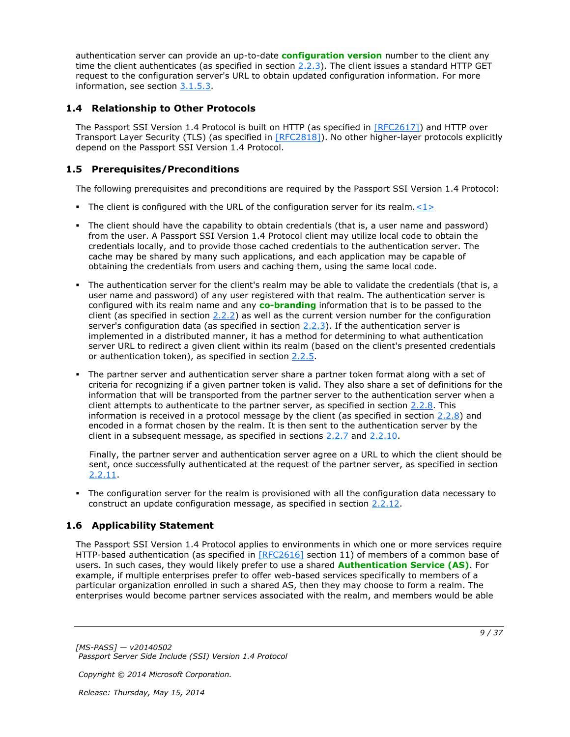authentication server can provide an up-to-date **configuration version** number to the client any time the client authenticates (as specified in section 2.2.3). The client issues a standard HTTP GET request to the configuration server's URL to obtain updated configuration information. For more information, see section 3.1.5.3.

## 1.4 Relationship to Other Protocols

The Passport SSI Version 1.4 Protocol is built on HTTP (as specified in [RFC2617]) and HTTP over Transport Layer Security (TLS) (as specified in [RFC2818]). No other higher-layer protocols explicitly depend on the Passport SSI Version 1.4 Protocol.

## 1.5 Prerequisites/Preconditions

The following prerequisites and preconditions are required by the Passport SSI Version 1.4 Protocol:

- The client is configured with the URL of the configuration server for its realm.<1>
- The client should have the capability to obtain credentials (that is, a user name and password) from the user. A Passport SSI Version 1.4 Protocol client may utilize local code to obtain the credentials locally, and to provide those cached credentials to the authentication server. The cache may be shared by many such applications, and each application may be capable of obtaining the credentials from users and caching them, using the same local code.
- The authentication server for the client's realm may be able to validate the credentials (that is, a user name and password) of any user registered with that realm. The authentication server is configured with its realm name and any **co-branding** information that is to be passed to the client (as specified in section 2.2.2) as well as the current version number for the configuration server's configuration data (as specified in section 2.2.3). If the authentication server is implemented in a distributed manner, it has a method for determining to what authentication server URL to redirect a given client within its realm (based on the client's presented credentials or authentication token), as specified in section 2.2.5.
- The partner server and authentication server share a partner token format along with a set of criteria for recognizing if a given partner token is valid. They also share a set of definitions for the information that will be transported from the partner server to the authentication server when a client attempts to authenticate to the partner server, as specified in section 2.2.8. This information is received in a protocol message by the client (as specified in section 2.2.8) and encoded in a format chosen by the realm. It is then sent to the authentication server by the client in a subsequent message, as specified in sections 2.2.7 and 2.2.10.

  Finally, the partner server and authentication server agree on a URL to which the client should be sent, once successfully authenticated at the request of the partner server, as specified in section 2.2.11.
- The configuration server for the realm is provisioned with all the configuration data necessary to construct an update configuration message, as specified in section 2.2.12.

## 1.6 Applicability Statement

The Passport SSI Version 1.4 Protocol applies to environments in which one or more services require HTTP-based authentication (as specified in [RFC2616] section 11) of members of a common base of users. In such cases, they would likely prefer to use a shared **Authentication Service (AS)**. For example, if multiple enterprises prefer to offer web-based services specifically to members of a particular organization enrolled in such a shared AS, then they may choose to form a realm. The enterprises would become partner services associated with the realm, and members would be able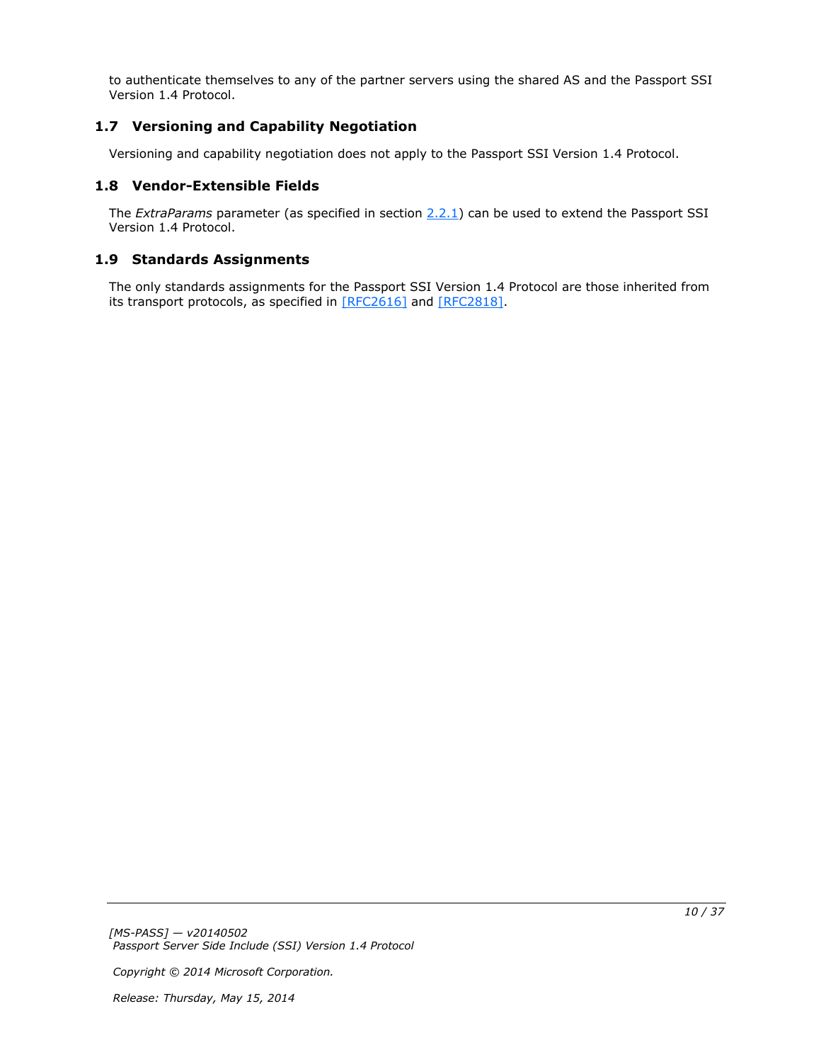to authenticate themselves to any of the partner servers using the shared AS and the Passport SSI Version 1.4 Protocol.

## 1.7 Versioning and Capability Negotiation

Versioning and capability negotiation does not apply to the Passport SSI Version 1.4 Protocol.

## 1.8 Vendor-Extensible Fields

The *ExtraParams* parameter (as specified in section 2.2.1) can be used to extend the Passport SSI Version 1.4 Protocol.

## 1.9 Standards Assignments

The only standards assignments for the Passport SSI Version 1.4 Protocol are those inherited from its transport protocols, as specified in [RFC2616] and [RFC2818].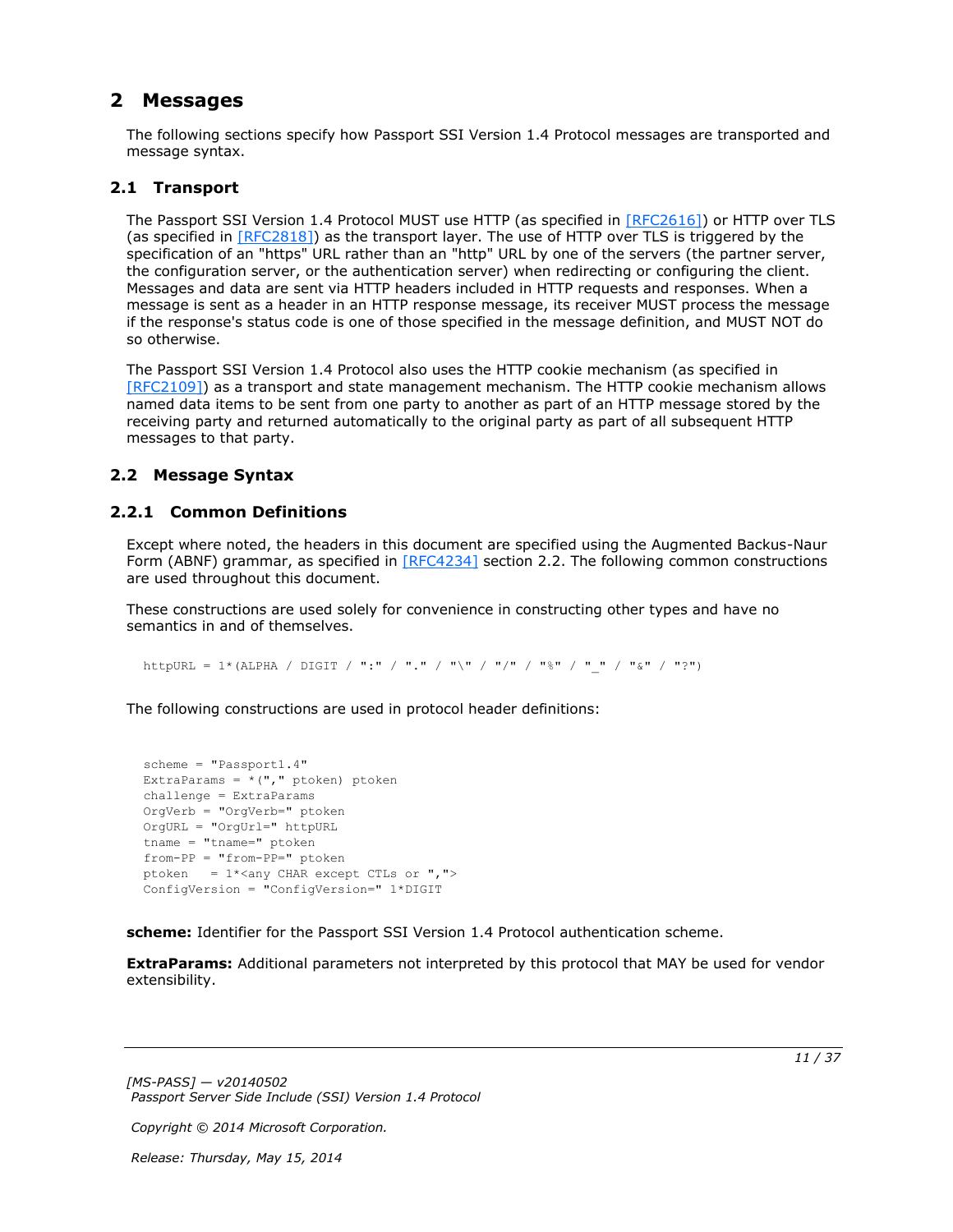# 2 Messages

The following sections specify how Passport SSI Version 1.4 Protocol messages are transported and message syntax.

## 2.1 Transport

The Passport SSI Version 1.4 Protocol MUST use HTTP (as specified in [RFC2616]) or HTTP over TLS (as specified in [RFC2818]) as the transport layer. The use of HTTP over TLS is triggered by the specification of an "https" URL rather than an "http" URL by one of the servers (the partner server, the configuration server, or the authentication server) when redirecting or configuring the client. Messages and data are sent via HTTP headers included in HTTP requests and responses. When a message is sent as a header in an HTTP response message, its receiver MUST process the message if the response's status code is one of those specified in the message definition, and MUST NOT do so otherwise.

The Passport SSI Version 1.4 Protocol also uses the HTTP cookie mechanism (as specified in [RFC2109]) as a transport and state management mechanism. The HTTP cookie mechanism allows named data items to be sent from one party to another as part of an HTTP message stored by the receiving party and returned automatically to the original party as part of all subsequent HTTP messages to that party.

## 2.2 Message Syntax

### 2.2.1 Common Definitions

Except where noted, the headers in this document are specified using the Augmented Backus-Naur Form (ABNF) grammar, as specified in [RFC4234] section 2.2. The following common constructions are used throughout this document.

These constructions are used solely for convenience in constructing other types and have no semantics in and of themselves.

```
httpURL = 1*(ALPHA / DIGIT / ":" / "." / "\" / "/" / "%" / "_" / "&" / "?")
```

The following constructions are used in protocol header definitions:

```
scheme = "Passport1.4"
ExtraParams = *("," ptoken) ptoken
challenge = ExtraParams
OrgVerb = "OrgVerb=" ptoken
OrgURL = "OrgUrl=" httpURL
tname = "tname=" ptoken
from-PP = "from-PP=" ptoken
ptoken   = 1*<any CHAR except CTLs or ",">
ConfigVersion = "ConfigVersion=" 1*DIGIT
```

**scheme:** Identifier for the Passport SSI Version 1.4 Protocol authentication scheme.

**ExtraParams:** Additional parameters not interpreted by this protocol that MAY be used for vendor extensibility.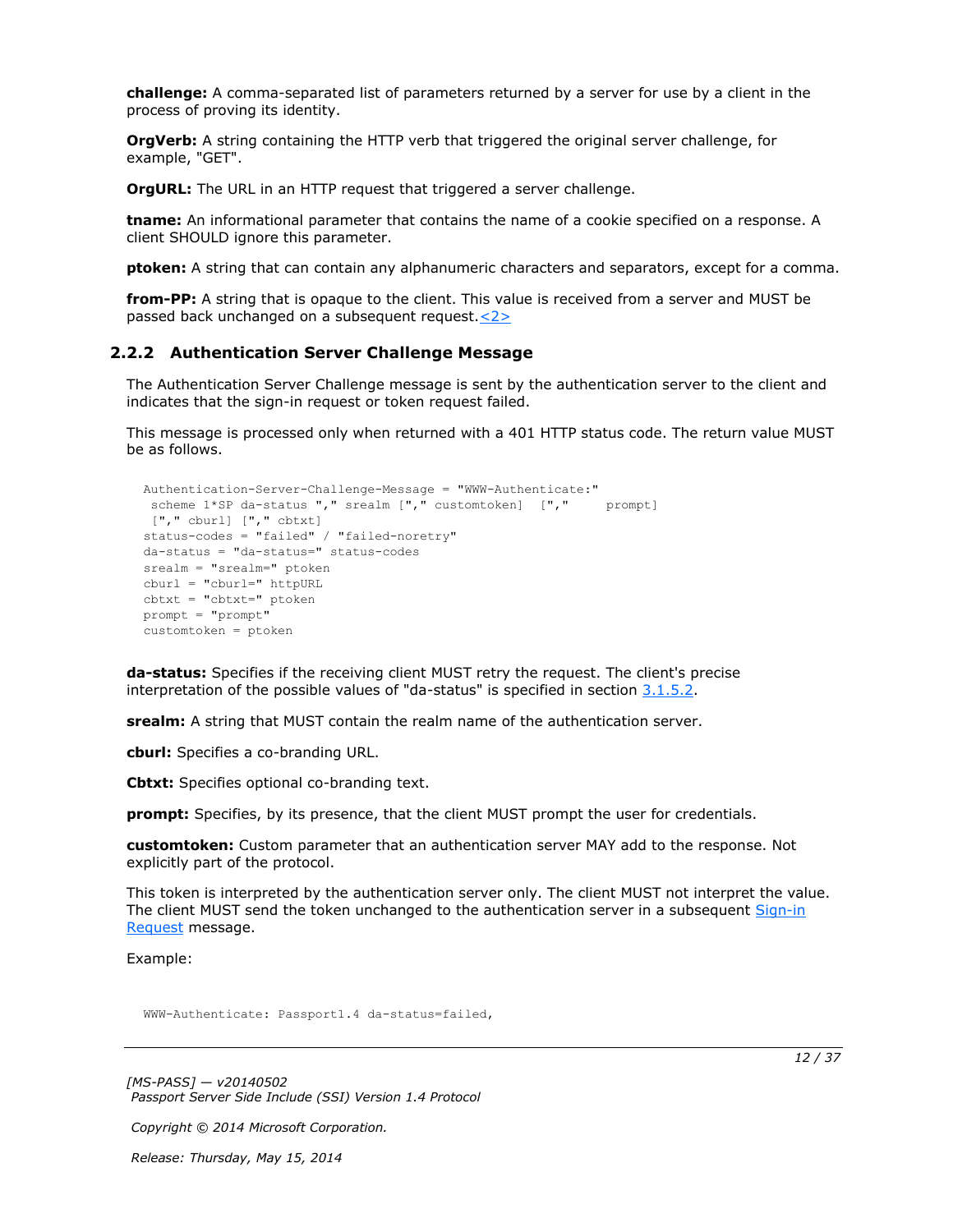**challenge:** A comma-separated list of parameters returned by a server for use by a client in the process of proving its identity.

**OrgVerb:** A string containing the HTTP verb that triggered the original server challenge, for example, "GET".

**OrgURL:** The URL in an HTTP request that triggered a server challenge.

**tname:** An informational parameter that contains the name of a cookie specified on a response. A client SHOULD ignore this parameter.

**ptoken:** A string that can contain any alphanumeric characters and separators, except for a comma.

**from-PP:** A string that is opaque to the client. This value is received from a server and MUST be passed back unchanged on a subsequent request.<2>

### 2.2.2 Authentication Server Challenge Message

The Authentication Server Challenge message is sent by the authentication server to the client and indicates that the sign-in request or token request failed.

This message is processed only when returned with a 401 HTTP status code. The return value MUST be as follows.

```
Authentication-Server-Challenge-Message = "WWW-Authenticate:"
 scheme 1*SP da-status "," srealm ["," customtoken]  [","     prompt]
 ["," cburl] ["," cbtxt]
status-codes = "failed" / "failed-noretry"
da-status = "da-status=" status-codes
srealm = "srealm=" ptoken
cburl = "cburl=" httpURL
cbtxt = "cbtxt=" ptoken
prompt = "prompt"
customtoken = ptoken
```

**da-status:** Specifies if the receiving client MUST retry the request. The client's precise interpretation of the possible values of "da-status" is specified in section 3.1.5.2.

**srealm:** A string that MUST contain the realm name of the authentication server.

**cburl:** Specifies a co-branding URL.

**Cbtxt:** Specifies optional co-branding text.

**prompt:** Specifies, by its presence, that the client MUST prompt the user for credentials.

**customtoken:** Custom parameter that an authentication server MAY add to the response. Not explicitly part of the protocol.

This token is interpreted by the authentication server only. The client MUST not interpret the value. The client MUST send the token unchanged to the authentication server in a subsequent Sign-in Request message.

Example:

```
WWW-Authenticate: Passport1.4 da-status=failed,
```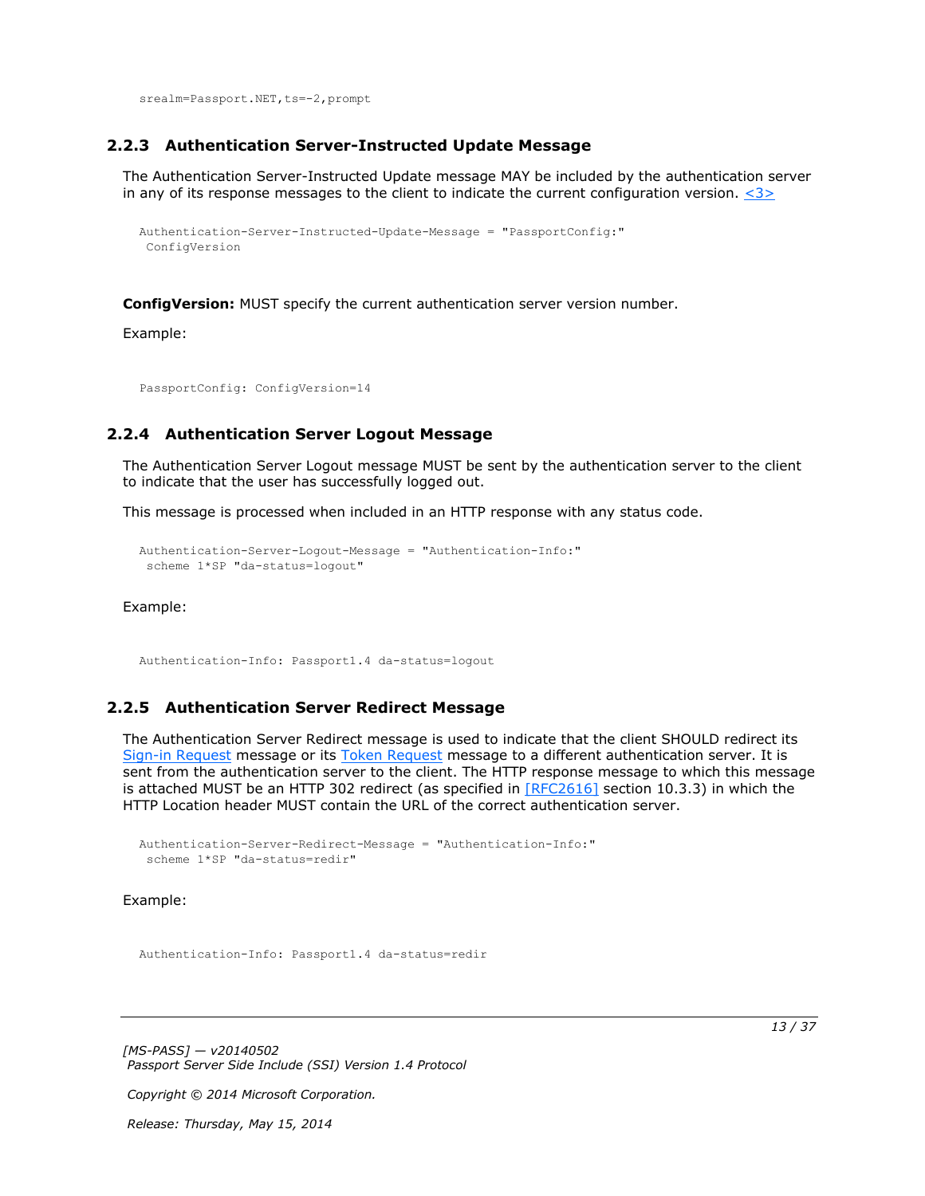```
srealm=Passport.NET,ts=-2,prompt
```

### 2.2.3 Authentication Server-Instructed Update Message

The Authentication Server-Instructed Update message MAY be included by the authentication server in any of its response messages to the client to indicate the current configuration version. <3>

```
Authentication-Server-Instructed-Update-Message = "PassportConfig:"
 ConfigVersion
```

**ConfigVersion:** MUST specify the current authentication server version number.

Example:

```
PassportConfig: ConfigVersion=14
```

### 2.2.4 Authentication Server Logout Message

The Authentication Server Logout message MUST be sent by the authentication server to the client to indicate that the user has successfully logged out.

This message is processed when included in an HTTP response with any status code.

```
Authentication-Server-Logout-Message = "Authentication-Info:"
 scheme 1*SP "da-status=logout"
```

Example:

```
Authentication-Info: Passport1.4 da-status=logout
```

### 2.2.5 Authentication Server Redirect Message

The Authentication Server Redirect message is used to indicate that the client SHOULD redirect its Sign-in Request message or its Token Request message to a different authentication server. It is sent from the authentication server to the client. The HTTP response message to which this message is attached MUST be an HTTP 302 redirect (as specified in [RFC2616] section 10.3.3) in which the HTTP Location header MUST contain the URL of the correct authentication server.

```
Authentication-Server-Redirect-Message = "Authentication-Info:"
 scheme 1*SP "da-status=redir"
```

Example:

```
Authentication-Info: Passport1.4 da-status=redir
```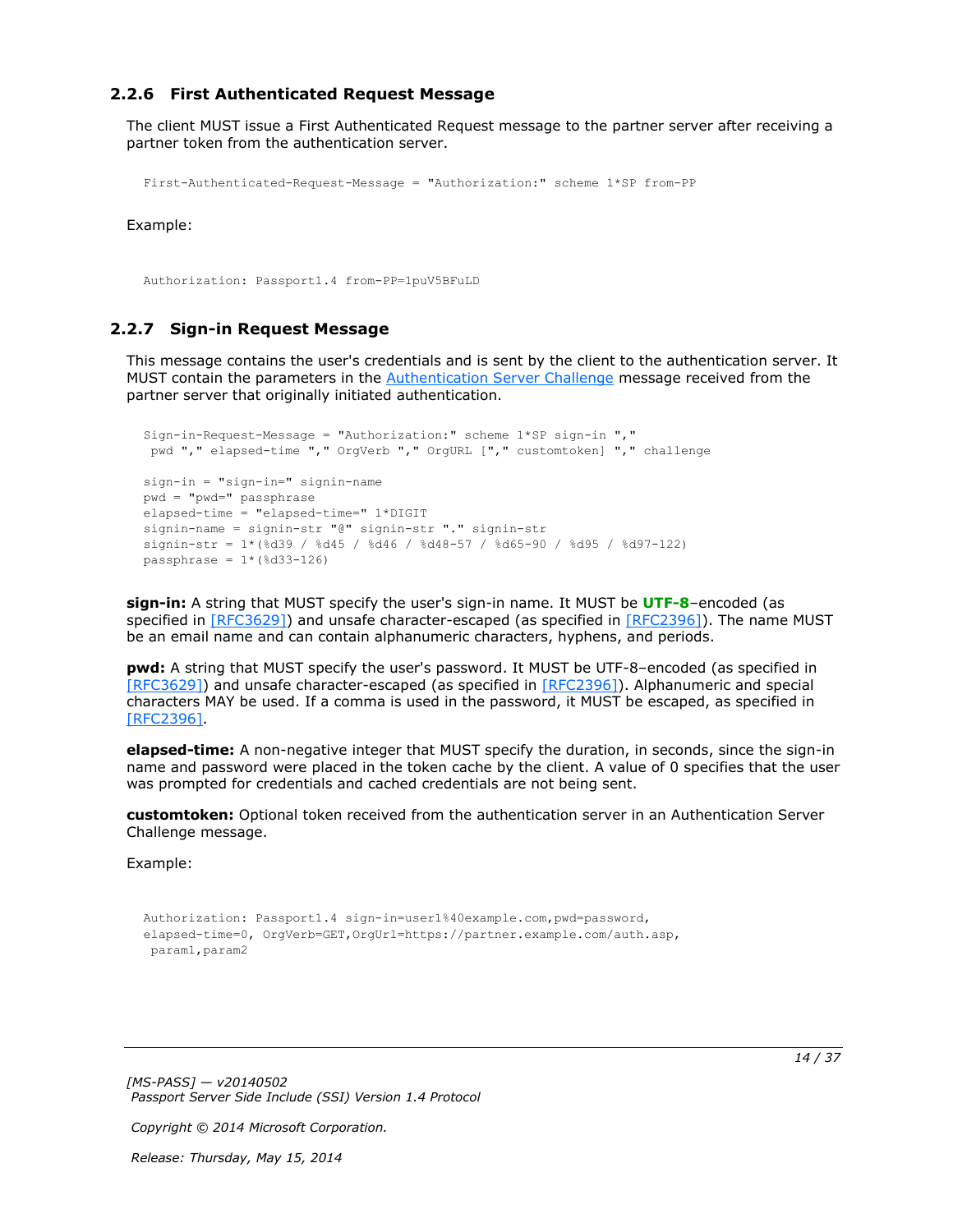### 2.2.6 First Authenticated Request Message

The client MUST issue a First Authenticated Request message to the partner server after receiving a partner token from the authentication server.

```
First-Authenticated-Request-Message = "Authorization:" scheme 1*SP from-PP
```

Example:

```
Authorization: Passport1.4 from-PP=1puV5BFuLD
```

### 2.2.7 Sign-in Request Message

This message contains the user's credentials and is sent by the client to the authentication server. It MUST contain the parameters in the Authentication Server Challenge message received from the partner server that originally initiated authentication.

```
Sign-in-Request-Message = "Authorization:" scheme 1*SP sign-in ","
 pwd "," elapsed-time "," OrgVerb "," OrgURL ["," customtoken] "," challenge

sign-in = "sign-in=" signin-name
pwd = "pwd=" passphrase
elapsed-time = "elapsed-time=" 1*DIGIT
signin-name = signin-str "@" signin-str "." signin-str
signin-str = 1*(%d39 / %d45 / %d46 / %d48-57 / %d65-90 / %d95 / %d97-122)
passphrase = 1*(%d33-126)
```

**sign-in:** A string that MUST specify the user's sign-in name. It MUST be **UTF-8**–encoded (as specified in [RFC3629]) and unsafe character-escaped (as specified in [RFC2396]). The name MUST be an email name and can contain alphanumeric characters, hyphens, and periods.

**pwd:** A string that MUST specify the user's password. It MUST be UTF-8–encoded (as specified in [RFC3629]) and unsafe character-escaped (as specified in [RFC2396]). Alphanumeric and special characters MAY be used. If a comma is used in the password, it MUST be escaped, as specified in [RFC2396].

**elapsed-time:** A non-negative integer that MUST specify the duration, in seconds, since the sign-in name and password were placed in the token cache by the client. A value of 0 specifies that the user was prompted for credentials and cached credentials are not being sent.

**customtoken:** Optional token received from the authentication server in an Authentication Server Challenge message.

Example:

```
Authorization: Passport1.4 sign-in=user1%40example.com,pwd=password,
elapsed-time=0, OrgVerb=GET,OrgUrl=https://partner.example.com/auth.asp,
 param1,param2
```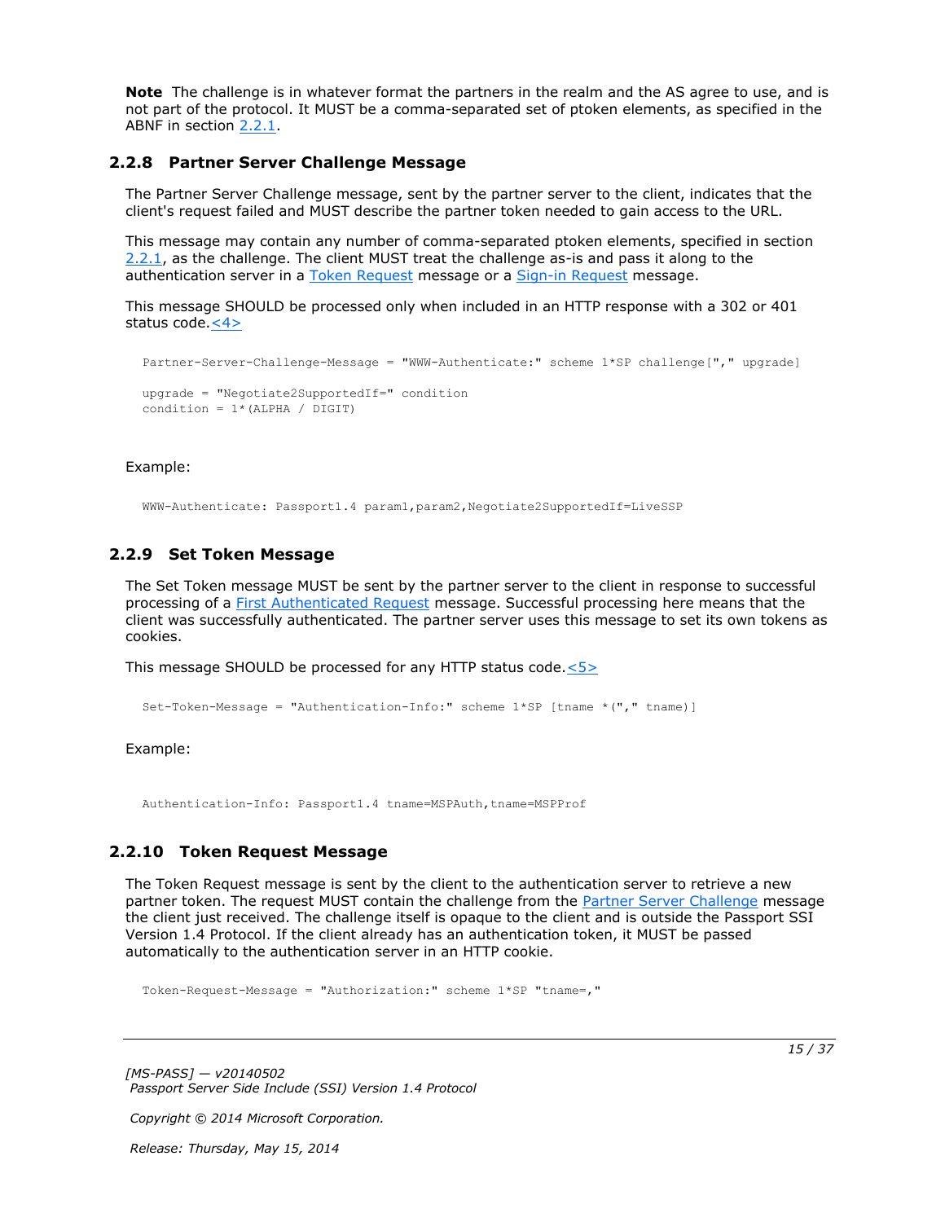**Note** The challenge is in whatever format the partners in the realm and the AS agree to use, and is not part of the protocol. It MUST be a comma-separated set of ptoken elements, as specified in the ABNF in section 2.2.1.

### 2.2.8 Partner Server Challenge Message

The Partner Server Challenge message, sent by the partner server to the client, indicates that the client's request failed and MUST describe the partner token needed to gain access to the URL.

This message may contain any number of comma-separated ptoken elements, specified in section 2.2.1, as the challenge. The client MUST treat the challenge as-is and pass it along to the authentication server in a Token Request message or a Sign-in Request message.

This message SHOULD be processed only when included in an HTTP response with a 302 or 401 status code.<4>

```
Partner-Server-Challenge-Message = "WWW-Authenticate:" scheme 1*SP challenge["," upgrade]

upgrade = "Negotiate2SupportedIf=" condition
condition = 1*(ALPHA / DIGIT)
```

Example:

```
WWW-Authenticate: Passport1.4 param1,param2,Negotiate2SupportedIf=LiveSSP
```

### 2.2.9 Set Token Message

The Set Token message MUST be sent by the partner server to the client in response to successful processing of a First Authenticated Request message. Successful processing here means that the client was successfully authenticated. The partner server uses this message to set its own tokens as cookies.

This message SHOULD be processed for any HTTP status code.<5>

```
Set-Token-Message = "Authentication-Info:" scheme 1*SP [tname *("," tname)]
```

Example:

```
Authentication-Info: Passport1.4 tname=MSPAuth,tname=MSPProf
```

### 2.2.10 Token Request Message

The Token Request message is sent by the client to the authentication server to retrieve a new partner token. The request MUST contain the challenge from the Partner Server Challenge message the client just received. The challenge itself is opaque to the client and is outside the Passport SSI Version 1.4 Protocol. If the client already has an authentication token, it MUST be passed automatically to the authentication server in an HTTP cookie.

```
Token-Request-Message = "Authorization:" scheme 1*SP "tname=,"
```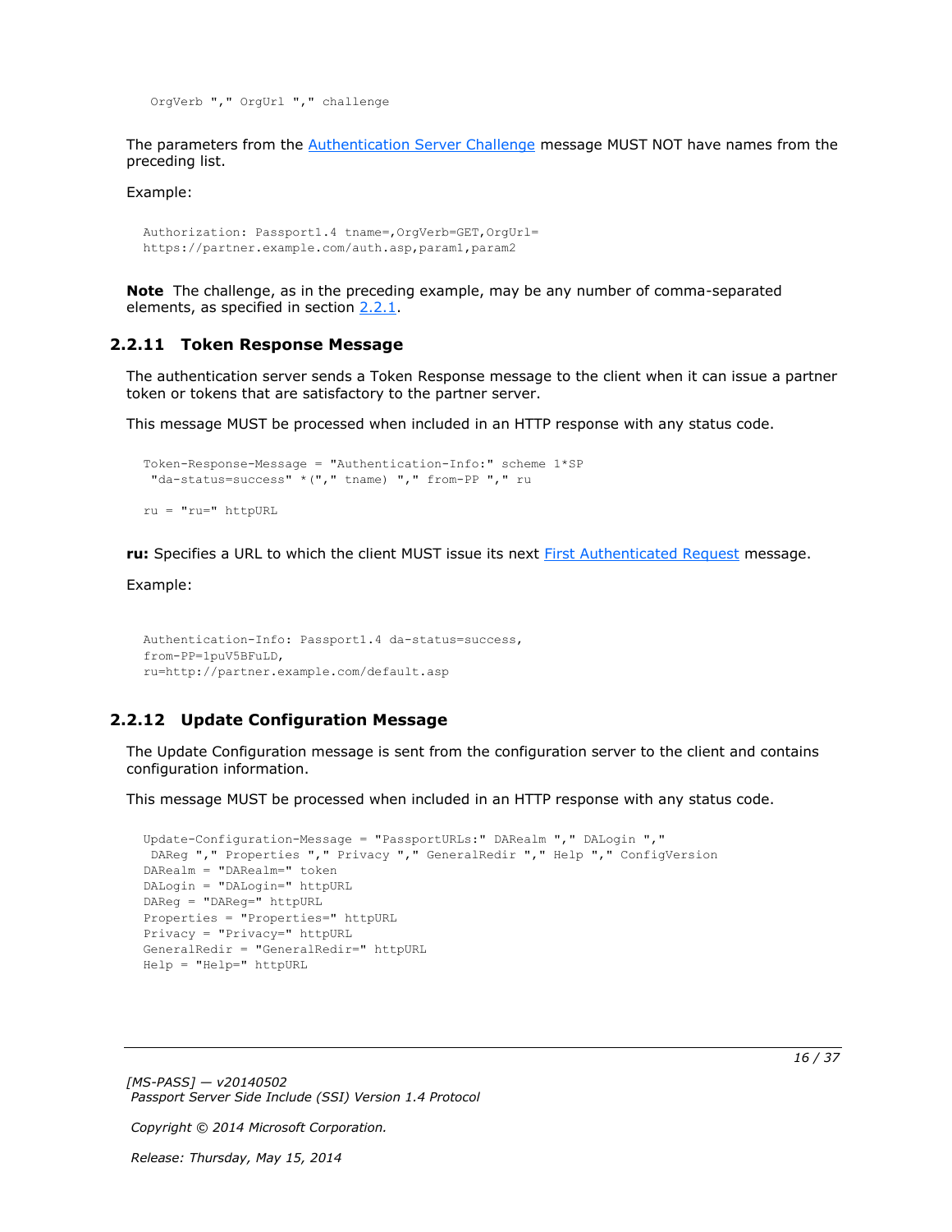```
OrgVerb "," OrgUrl "," challenge
```

The parameters from the Authentication Server Challenge message MUST NOT have names from the preceding list.

Example:

```
Authorization: Passport1.4 tname=,OrgVerb=GET,OrgUrl=
https://partner.example.com/auth.asp,param1,param2
```

**Note** The challenge, as in the preceding example, may be any number of comma-separated elements, as specified in section 2.2.1.

### 2.2.11 Token Response Message

The authentication server sends a Token Response message to the client when it can issue a partner token or tokens that are satisfactory to the partner server.

This message MUST be processed when included in an HTTP response with any status code.

```
Token-Response-Message = "Authentication-Info:" scheme 1*SP
 "da-status=success" *("," tname) "," from-PP "," ru

ru = "ru=" httpURL
```

**ru:** Specifies a URL to which the client MUST issue its next First Authenticated Request message.

Example:

```
Authentication-Info: Passport1.4 da-status=success,
from-PP=1puV5BFuLD,
ru=http://partner.example.com/default.asp
```

### 2.2.12 Update Configuration Message

The Update Configuration message is sent from the configuration server to the client and contains configuration information.

This message MUST be processed when included in an HTTP response with any status code.

```
Update-Configuration-Message = "PassportURLs:" DARealm "," DALogin ","
 DAReg "," Properties "," Privacy "," GeneralRedir "," Help "," ConfigVersion
DARealm = "DARealm=" token
DALogin = "DALogin=" httpURL
DAReg = "DAReg=" httpURL
Properties = "Properties=" httpURL
Privacy = "Privacy=" httpURL
GeneralRedir = "GeneralRedir=" httpURL
Help = "Help=" httpURL
```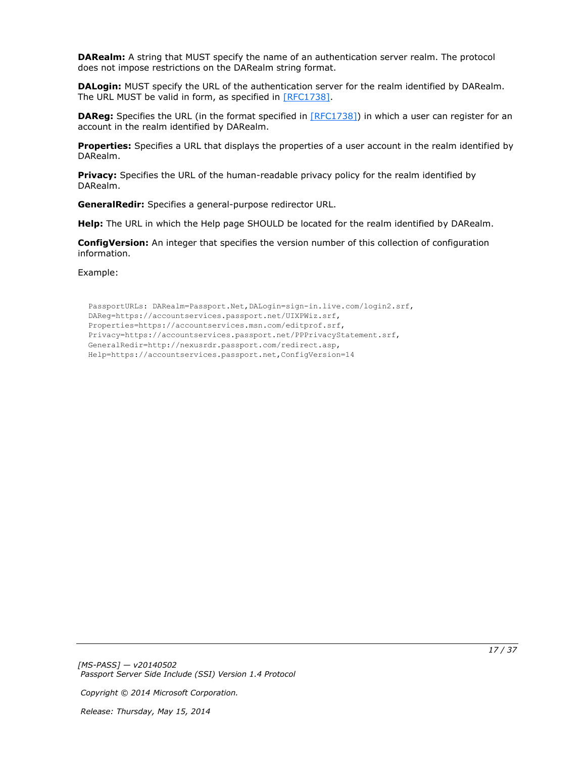**DARealm:** A string that MUST specify the name of an authentication server realm. The protocol does not impose restrictions on the DARealm string format.

**DALogin:** MUST specify the URL of the authentication server for the realm identified by DARealm. The URL MUST be valid in form, as specified in [RFC1738].

**DAReg:** Specifies the URL (in the format specified in [RFC1738]) in which a user can register for an account in the realm identified by DARealm.

**Properties:** Specifies a URL that displays the properties of a user account in the realm identified by DARealm.

**Privacy:** Specifies the URL of the human-readable privacy policy for the realm identified by DARealm.

**GeneralRedir:** Specifies a general-purpose redirector URL.

**Help:** The URL in which the Help page SHOULD be located for the realm identified by DARealm.

**ConfigVersion:** An integer that specifies the version number of this collection of configuration information.

Example:

```
PassportURLs: DARealm=Passport.Net,DALogin=sign-in.live.com/login2.srf,
DAReg=https://accountservices.passport.net/UIXPWiz.srf,
Properties=https://accountservices.msn.com/editprof.srf,
Privacy=https://accountservices.passport.net/PPPrivacyStatement.srf,
GeneralRedir=http://nexusrdr.passport.com/redirect.asp,
Help=https://accountservices.passport.net,ConfigVersion=14
```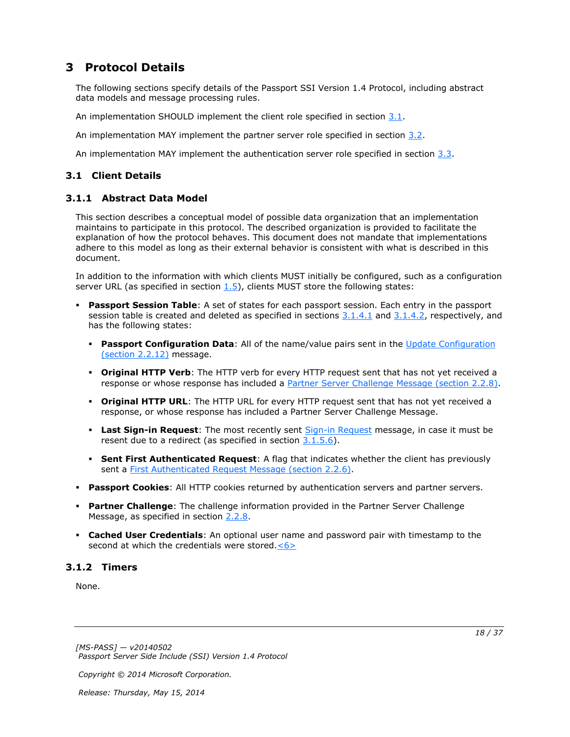# 3 Protocol Details

The following sections specify details of the Passport SSI Version 1.4 Protocol, including abstract data models and message processing rules.

An implementation SHOULD implement the client role specified in section 3.1.

An implementation MAY implement the partner server role specified in section 3.2.

An implementation MAY implement the authentication server role specified in section 3.3.

## 3.1 Client Details

### 3.1.1 Abstract Data Model

This section describes a conceptual model of possible data organization that an implementation maintains to participate in this protocol. The described organization is provided to facilitate the explanation of how the protocol behaves. This document does not mandate that implementations adhere to this model as long as their external behavior is consistent with what is described in this document.

In addition to the information with which clients MUST initially be configured, such as a configuration server URL (as specified in section 1.5), clients MUST store the following states:

- **Passport Session Table**: A set of states for each passport session. Each entry in the passport session table is created and deleted as specified in sections 3.1.4.1 and 3.1.4.2, respectively, and has the following states:
  - **Passport Configuration Data**: All of the name/value pairs sent in the Update Configuration (section 2.2.12) message.
  - **Original HTTP Verb**: The HTTP verb for every HTTP request sent that has not yet received a response or whose response has included a Partner Server Challenge Message (section 2.2.8).
  - **Original HTTP URL**: The HTTP URL for every HTTP request sent that has not yet received a response, or whose response has included a Partner Server Challenge Message.
  - **Last Sign-in Request**: The most recently sent Sign-in Request message, in case it must be resent due to a redirect (as specified in section 3.1.5.6).
  - **Sent First Authenticated Request**: A flag that indicates whether the client has previously sent a First Authenticated Request Message (section 2.2.6).
- **Passport Cookies**: All HTTP cookies returned by authentication servers and partner servers.
- **Partner Challenge**: The challenge information provided in the Partner Server Challenge Message, as specified in section 2.2.8.
- **Cached User Credentials**: An optional user name and password pair with timestamp to the second at which the credentials were stored.<6>

### 3.1.2 Timers

None.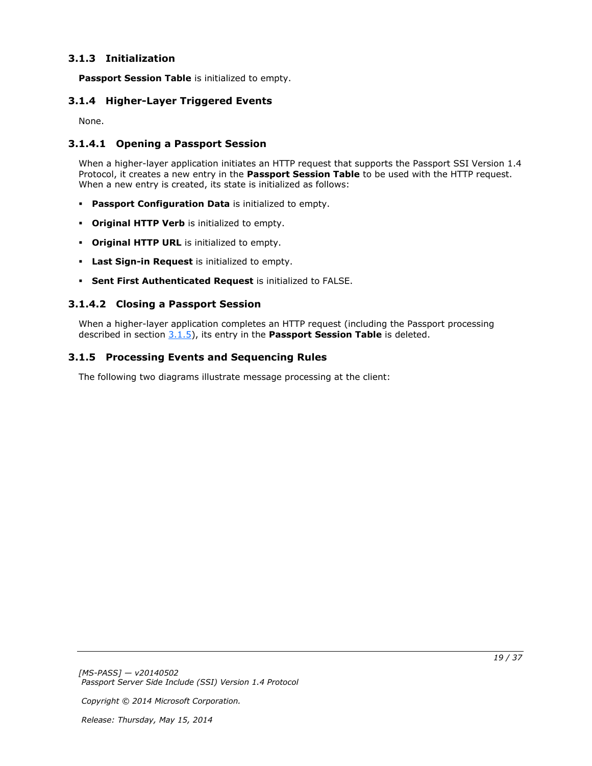### 3.1.3 Initialization

**Passport Session Table** is initialized to empty.

### 3.1.4 Higher-Layer Triggered Events

None.

#### 3.1.4.1 Opening a Passport Session

When a higher-layer application initiates an HTTP request that supports the Passport SSI Version 1.4 Protocol, it creates a new entry in the **Passport Session Table** to be used with the HTTP request. When a new entry is created, its state is initialized as follows:

- **Passport Configuration Data** is initialized to empty.
- **Original HTTP Verb** is initialized to empty.
- **Original HTTP URL** is initialized to empty.
- **Last Sign-in Request** is initialized to empty.
- **Sent First Authenticated Request** is initialized to FALSE.

#### 3.1.4.2 Closing a Passport Session

When a higher-layer application completes an HTTP request (including the Passport processing described in section 3.1.5), its entry in the **Passport Session Table** is deleted.

### 3.1.5 Processing Events and Sequencing Rules

The following two diagrams illustrate message processing at the client: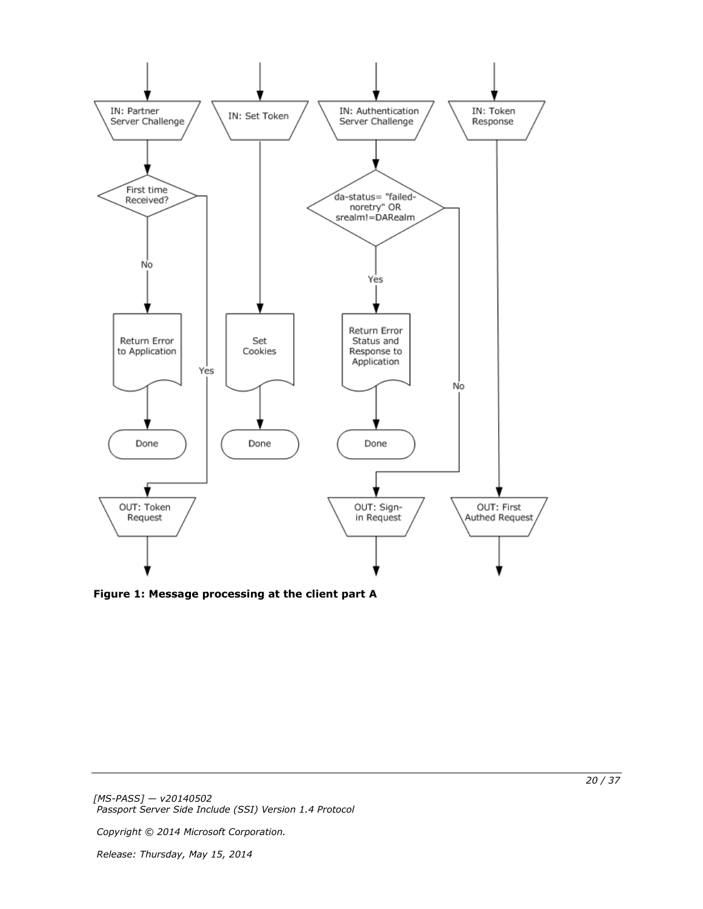**Figure 1: Message processing at the client part A**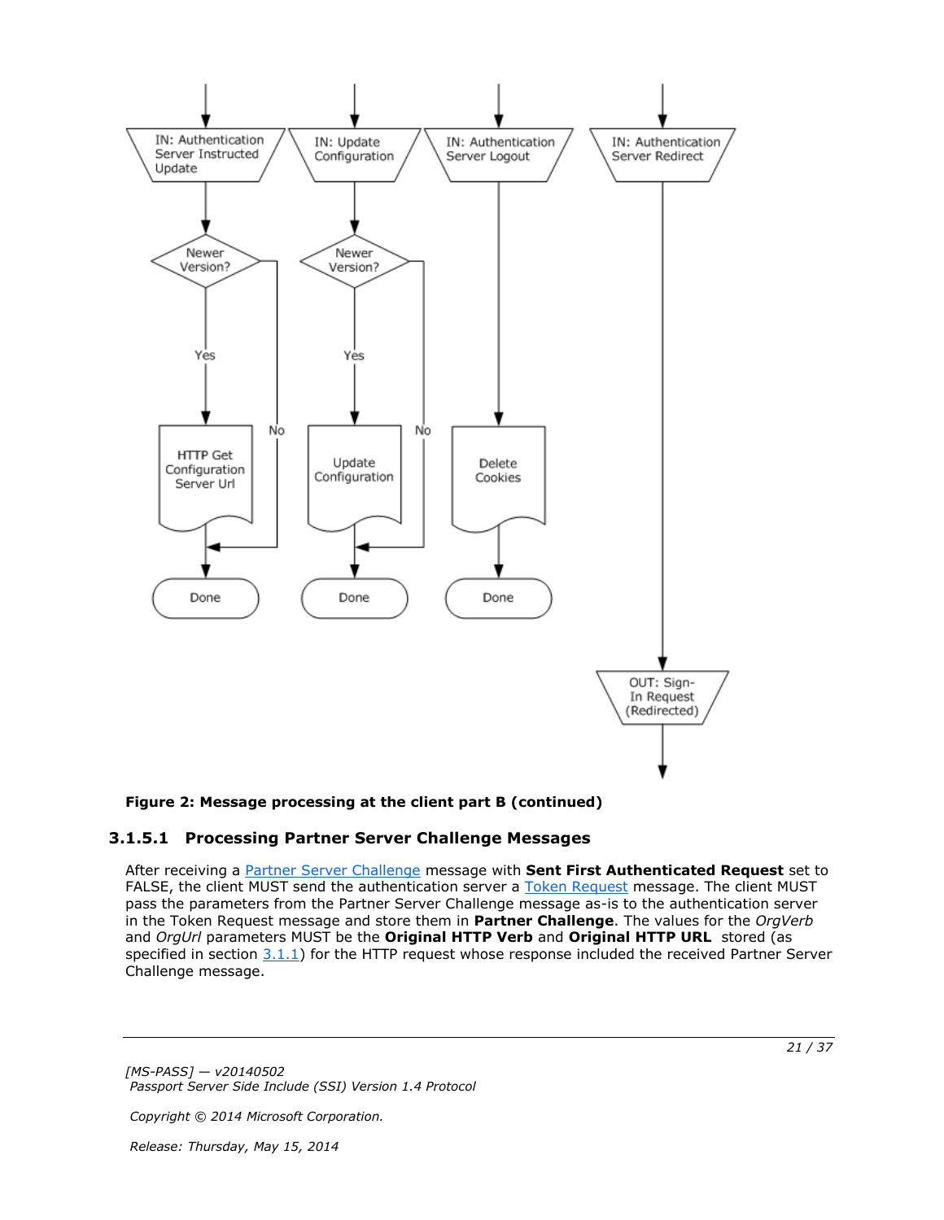**Figure 2: Message processing at the client part B (continued)**

### 3.1.5.1 Processing Partner Server Challenge Messages

After receiving a Partner Server Challenge message with **Sent First Authenticated Request** set to FALSE, the client MUST send the authentication server a Token Request message. The client MUST pass the parameters from the Partner Server Challenge message as-is to the authentication server in the Token Request message and store them in **Partner Challenge**. The values for the *OrgVerb* and *OrgUrl* parameters MUST be the **Original HTTP Verb** and **Original HTTP URL** stored (as specified in section 3.1.1) for the HTTP request whose response included the received Partner Server Challenge message.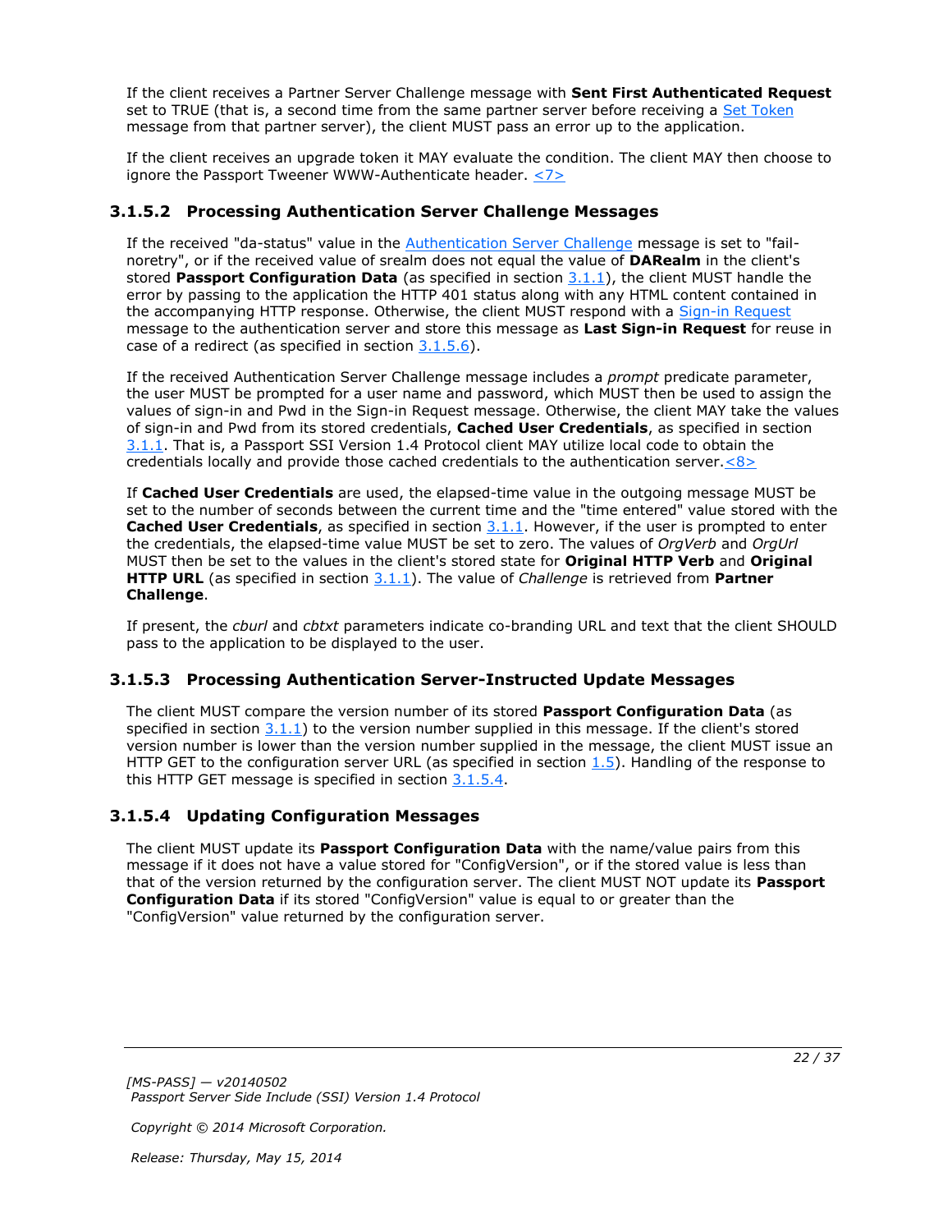If the client receives a Partner Server Challenge message with **Sent First Authenticated Request** set to TRUE (that is, a second time from the same partner server before receiving a Set Token message from that partner server), the client MUST pass an error up to the application.

If the client receives an upgrade token it MAY evaluate the condition. The client MAY then choose to ignore the Passport Tweener WWW-Authenticate header. <7>

### 3.1.5.2 Processing Authentication Server Challenge Messages

If the received "da-status" value in the Authentication Server Challenge message is set to "fail-noretry", or if the received value of srealm does not equal the value of **DARealm** in the client's stored **Passport Configuration Data** (as specified in section 3.1.1), the client MUST handle the error by passing to the application the HTTP 401 status along with any HTML content contained in the accompanying HTTP response. Otherwise, the client MUST respond with a Sign-in Request message to the authentication server and store this message as **Last Sign-in Request** for reuse in case of a redirect (as specified in section 3.1.5.6).

If the received Authentication Server Challenge message includes a *prompt* predicate parameter, the user MUST be prompted for a user name and password, which MUST then be used to assign the values of sign-in and Pwd in the Sign-in Request message. Otherwise, the client MAY take the values of sign-in and Pwd from its stored credentials, **Cached User Credentials**, as specified in section 3.1.1. That is, a Passport SSI Version 1.4 Protocol client MAY utilize local code to obtain the credentials locally and provide those cached credentials to the authentication server.<8>

If **Cached User Credentials** are used, the elapsed-time value in the outgoing message MUST be set to the number of seconds between the current time and the "time entered" value stored with the **Cached User Credentials**, as specified in section 3.1.1. However, if the user is prompted to enter the credentials, the elapsed-time value MUST be set to zero. The values of *OrgVerb* and *OrgUrl* MUST then be set to the values in the client's stored state for **Original HTTP Verb** and **Original HTTP URL** (as specified in section 3.1.1). The value of *Challenge* is retrieved from **Partner Challenge**.

If present, the *cburl* and *cbtxt* parameters indicate co-branding URL and text that the client SHOULD pass to the application to be displayed to the user.

### 3.1.5.3 Processing Authentication Server-Instructed Update Messages

The client MUST compare the version number of its stored **Passport Configuration Data** (as specified in section 3.1.1) to the version number supplied in this message. If the client's stored version number is lower than the version number supplied in the message, the client MUST issue an HTTP GET to the configuration server URL (as specified in section 1.5). Handling of the response to this HTTP GET message is specified in section 3.1.5.4.

### 3.1.5.4 Updating Configuration Messages

The client MUST update its **Passport Configuration Data** with the name/value pairs from this message if it does not have a value stored for "ConfigVersion", or if the stored value is less than that of the version returned by the configuration server. The client MUST NOT update its **Passport Configuration Data** if its stored "ConfigVersion" value is equal to or greater than the "ConfigVersion" value returned by the configuration server.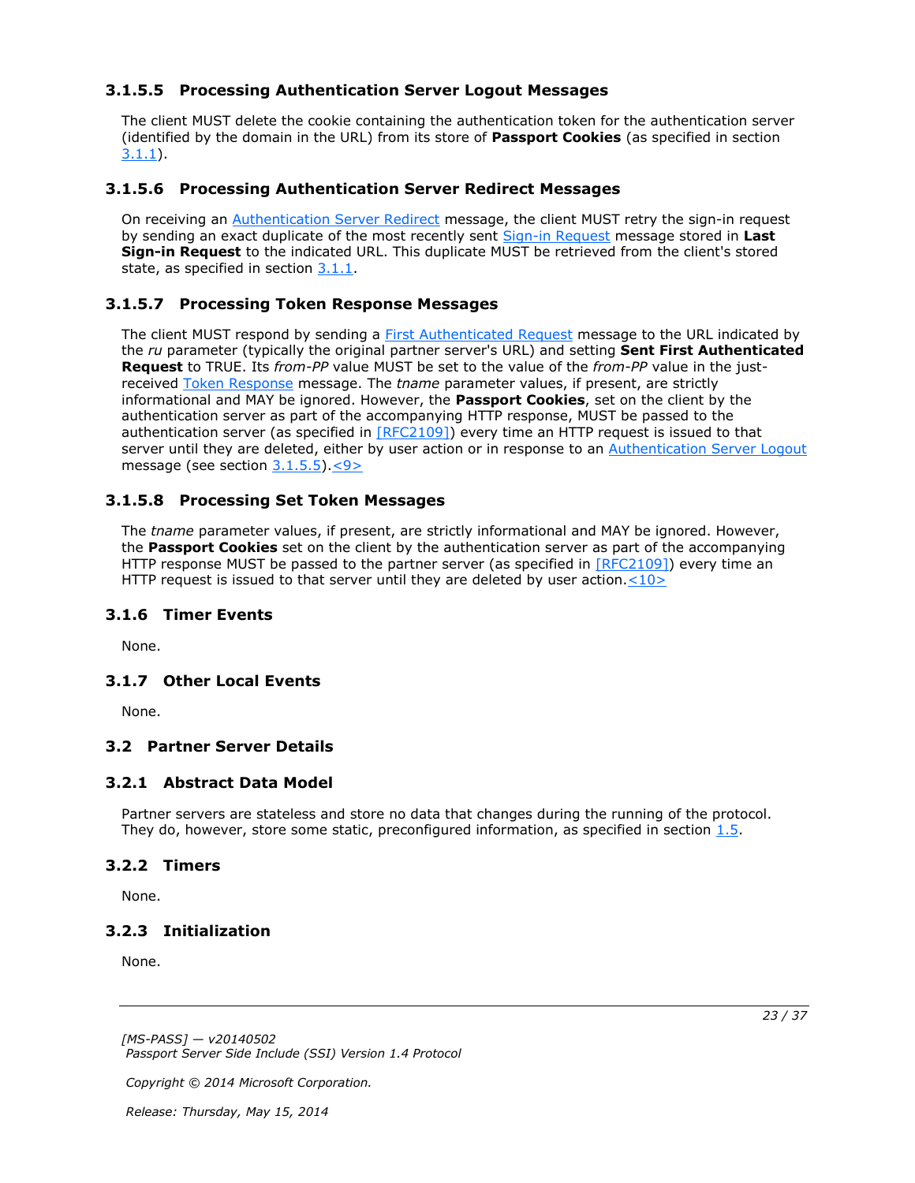#### 3.1.5.5 Processing Authentication Server Logout Messages

The client MUST delete the cookie containing the authentication token for the authentication server (identified by the domain in the URL) from its store of **Passport Cookies** (as specified in section 3.1.1).

#### 3.1.5.6 Processing Authentication Server Redirect Messages

On receiving an Authentication Server Redirect message, the client MUST retry the sign-in request by sending an exact duplicate of the most recently sent Sign-in Request message stored in **Last Sign-in Request** to the indicated URL. This duplicate MUST be retrieved from the client's stored state, as specified in section 3.1.1.

#### 3.1.5.7 Processing Token Response Messages

The client MUST respond by sending a First Authenticated Request message to the URL indicated by the *ru* parameter (typically the original partner server's URL) and setting **Sent First Authenticated Request** to TRUE. Its *from-PP* value MUST be set to the value of the *from-PP* value in the just-received Token Response message. The *tname* parameter values, if present, are strictly informational and MAY be ignored. However, the **Passport Cookies**, set on the client by the authentication server as part of the accompanying HTTP response, MUST be passed to the authentication server (as specified in [RFC2109]) every time an HTTP request is issued to that server until they are deleted, either by user action or in response to an Authentication Server Logout message (see section 3.1.5.5).<9>

#### 3.1.5.8 Processing Set Token Messages

The *tname* parameter values, if present, are strictly informational and MAY be ignored. However, the **Passport Cookies** set on the client by the authentication server as part of the accompanying HTTP response MUST be passed to the partner server (as specified in [RFC2109]) every time an HTTP request is issued to that server until they are deleted by user action.<10>

### 3.1.6 Timer Events

None.

### 3.1.7 Other Local Events

None.

## 3.2 Partner Server Details

### 3.2.1 Abstract Data Model

Partner servers are stateless and store no data that changes during the running of the protocol. They do, however, store some static, preconfigured information, as specified in section 1.5.

### 3.2.2 Timers

None.

### 3.2.3 Initialization

None.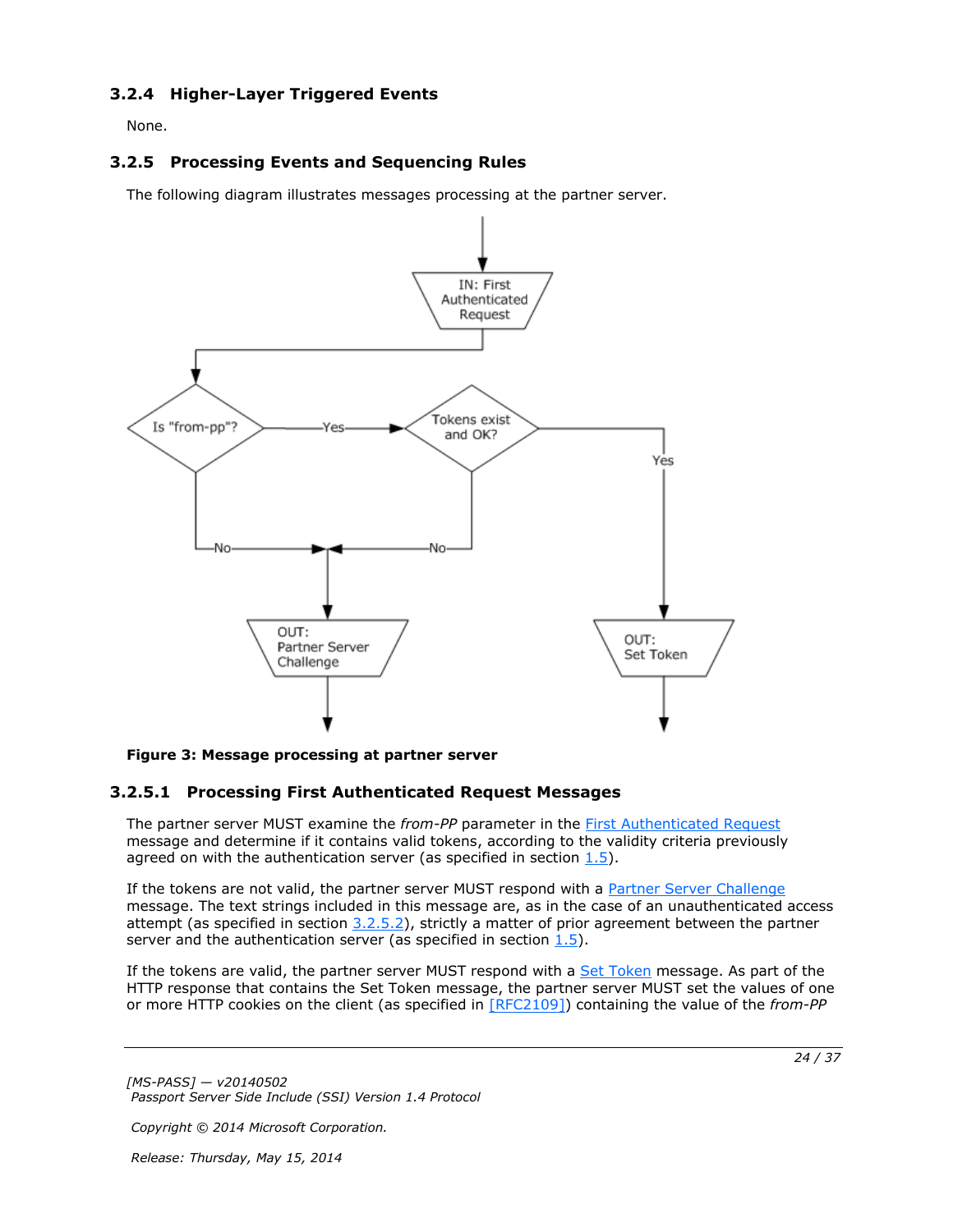### 3.2.4 Higher-Layer Triggered Events

None.

### 3.2.5 Processing Events and Sequencing Rules

The following diagram illustrates messages processing at the partner server.

**Figure 3: Message processing at partner server**

#### 3.2.5.1 Processing First Authenticated Request Messages

The partner server MUST examine the *from-PP* parameter in the First Authenticated Request message and determine if it contains valid tokens, according to the validity criteria previously agreed on with the authentication server (as specified in section 1.5).

If the tokens are not valid, the partner server MUST respond with a Partner Server Challenge message. The text strings included in this message are, as in the case of an unauthenticated access attempt (as specified in section 3.2.5.2), strictly a matter of prior agreement between the partner server and the authentication server (as specified in section 1.5).

If the tokens are valid, the partner server MUST respond with a Set Token message. As part of the HTTP response that contains the Set Token message, the partner server MUST set the values of one or more HTTP cookies on the client (as specified in [RFC2109]) containing the value of the *from-PP*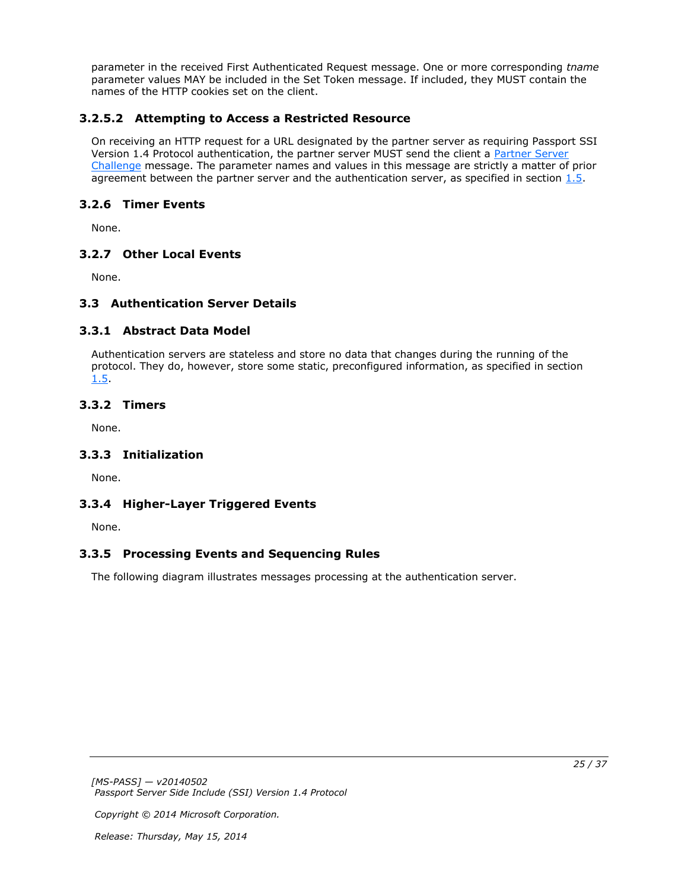parameter in the received First Authenticated Request message. One or more corresponding *tname* parameter values MAY be included in the Set Token message. If included, they MUST contain the names of the HTTP cookies set on the client.

#### 3.2.5.2 Attempting to Access a Restricted Resource

On receiving an HTTP request for a URL designated by the partner server as requiring Passport SSI Version 1.4 Protocol authentication, the partner server MUST send the client a Partner Server Challenge message. The parameter names and values in this message are strictly a matter of prior agreement between the partner server and the authentication server, as specified in section 1.5.

### 3.2.6 Timer Events

None.

### 3.2.7 Other Local Events

None.

## 3.3 Authentication Server Details

### 3.3.1 Abstract Data Model

Authentication servers are stateless and store no data that changes during the running of the protocol. They do, however, store some static, preconfigured information, as specified in section 1.5.

### 3.3.2 Timers

None.

### 3.3.3 Initialization

None.

### 3.3.4 Higher-Layer Triggered Events

None.

### 3.3.5 Processing Events and Sequencing Rules

The following diagram illustrates messages processing at the authentication server.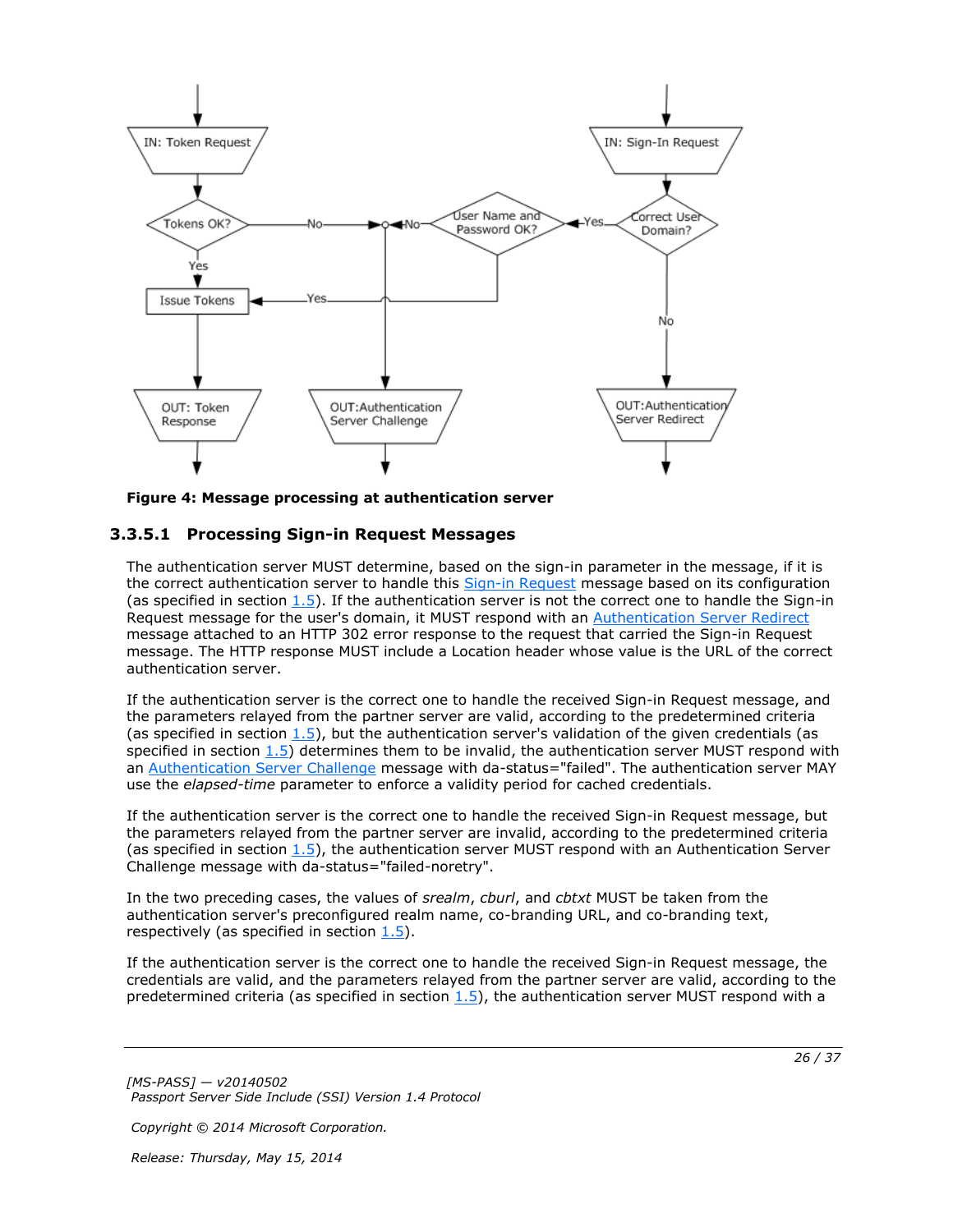**Figure 4: Message processing at authentication server**

#### 3.3.5.1 Processing Sign-in Request Messages

The authentication server MUST determine, based on the sign-in parameter in the message, if it is the correct authentication server to handle this Sign-in Request message based on its configuration (as specified in section 1.5). If the authentication server is not the correct one to handle the Sign-in Request message for the user's domain, it MUST respond with an Authentication Server Redirect message attached to an HTTP 302 error response to the request that carried the Sign-in Request message. The HTTP response MUST include a Location header whose value is the URL of the correct authentication server.

If the authentication server is the correct one to handle the received Sign-in Request message, and the parameters relayed from the partner server are valid, according to the predetermined criteria (as specified in section 1.5), but the authentication server's validation of the given credentials (as specified in section 1.5) determines them to be invalid, the authentication server MUST respond with an Authentication Server Challenge message with da-status="failed". The authentication server MAY use the *elapsed-time* parameter to enforce a validity period for cached credentials.

If the authentication server is the correct one to handle the received Sign-in Request message, but the parameters relayed from the partner server are invalid, according to the predetermined criteria (as specified in section 1.5), the authentication server MUST respond with an Authentication Server Challenge message with da-status="failed-noretry".

In the two preceding cases, the values of *srealm*, *cburl*, and *cbtxt* MUST be taken from the authentication server's preconfigured realm name, co-branding URL, and co-branding text, respectively (as specified in section 1.5).

If the authentication server is the correct one to handle the received Sign-in Request message, the credentials are valid, and the parameters relayed from the partner server are valid, according to the predetermined criteria (as specified in section 1.5), the authentication server MUST respond with a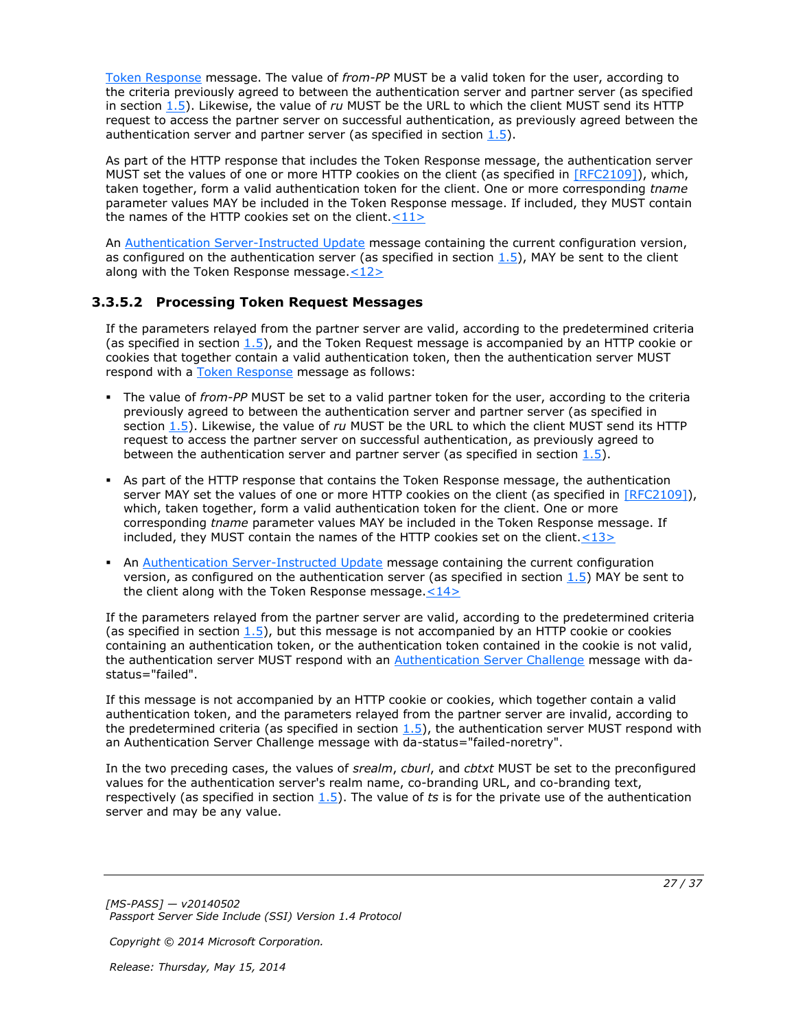Token Response message. The value of *from-PP* MUST be a valid token for the user, according to the criteria previously agreed to between the authentication server and partner server (as specified in section 1.5). Likewise, the value of *ru* MUST be the URL to which the client MUST send its HTTP request to access the partner server on successful authentication, as previously agreed between the authentication server and partner server (as specified in section 1.5).

As part of the HTTP response that includes the Token Response message, the authentication server MUST set the values of one or more HTTP cookies on the client (as specified in [RFC2109]), which, taken together, form a valid authentication token for the client. One or more corresponding *tname* parameter values MAY be included in the Token Response message. If included, they MUST contain the names of the HTTP cookies set on the client.<11>

An Authentication Server-Instructed Update message containing the current configuration version, as configured on the authentication server (as specified in section 1.5), MAY be sent to the client along with the Token Response message.<12>

### 3.3.5.2 Processing Token Request Messages

If the parameters relayed from the partner server are valid, according to the predetermined criteria (as specified in section 1.5), and the Token Request message is accompanied by an HTTP cookie or cookies that together contain a valid authentication token, then the authentication server MUST respond with a Token Response message as follows:

- The value of *from-PP* MUST be set to a valid partner token for the user, according to the criteria previously agreed to between the authentication server and partner server (as specified in section 1.5). Likewise, the value of *ru* MUST be the URL to which the client MUST send its HTTP request to access the partner server on successful authentication, as previously agreed to between the authentication server and partner server (as specified in section 1.5).
- As part of the HTTP response that contains the Token Response message, the authentication server MAY set the values of one or more HTTP cookies on the client (as specified in [RFC2109]), which, taken together, form a valid authentication token for the client. One or more corresponding *tname* parameter values MAY be included in the Token Response message. If included, they MUST contain the names of the HTTP cookies set on the client.<13>
- An Authentication Server-Instructed Update message containing the current configuration version, as configured on the authentication server (as specified in section 1.5) MAY be sent to the client along with the Token Response message.<14>

If the parameters relayed from the partner server are valid, according to the predetermined criteria (as specified in section 1.5), but this message is not accompanied by an HTTP cookie or cookies containing an authentication token, or the authentication token contained in the cookie is not valid, the authentication server MUST respond with an Authentication Server Challenge message with da-status="failed".

If this message is not accompanied by an HTTP cookie or cookies, which together contain a valid authentication token, and the parameters relayed from the partner server are invalid, according to the predetermined criteria (as specified in section 1.5), the authentication server MUST respond with an Authentication Server Challenge message with da-status="failed-noretry".

In the two preceding cases, the values of *srealm*, *cburl*, and *cbtxt* MUST be set to the preconfigured values for the authentication server's realm name, co-branding URL, and co-branding text, respectively (as specified in section 1.5). The value of *ts* is for the private use of the authentication server and may be any value.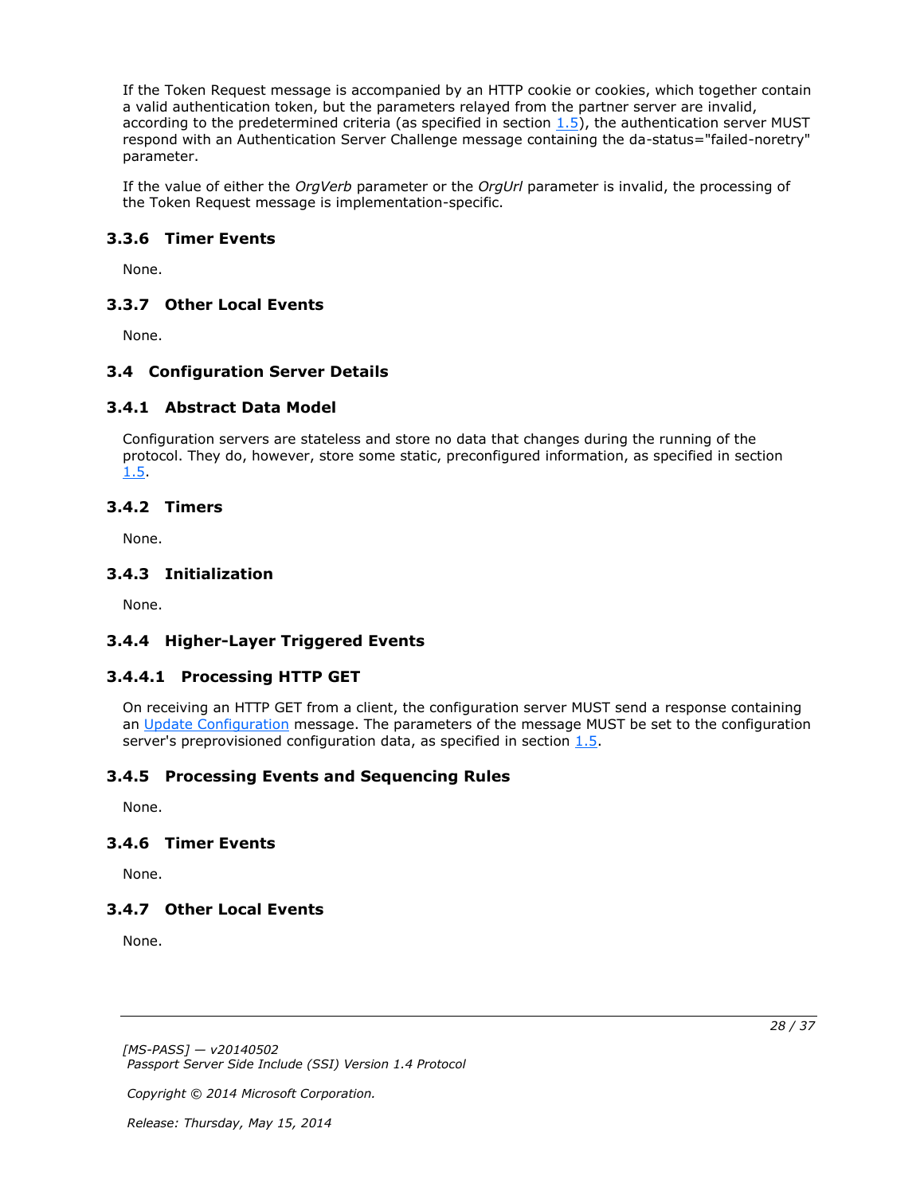If the Token Request message is accompanied by an HTTP cookie or cookies, which together contain a valid authentication token, but the parameters relayed from the partner server are invalid, according to the predetermined criteria (as specified in section 1.5), the authentication server MUST respond with an Authentication Server Challenge message containing the da-status="failed-noretry" parameter.

If the value of either the *OrgVerb* parameter or the *OrgUrl* parameter is invalid, the processing of the Token Request message is implementation-specific.

### 3.3.6 Timer Events

None.

### 3.3.7 Other Local Events

None.

## 3.4 Configuration Server Details

### 3.4.1 Abstract Data Model

Configuration servers are stateless and store no data that changes during the running of the protocol. They do, however, store some static, preconfigured information, as specified in section 1.5.

### 3.4.2 Timers

None.

### 3.4.3 Initialization

None.

### 3.4.4 Higher-Layer Triggered Events

#### 3.4.4.1 Processing HTTP GET

On receiving an HTTP GET from a client, the configuration server MUST send a response containing an Update Configuration message. The parameters of the message MUST be set to the configuration server's preprovisioned configuration data, as specified in section 1.5.

### 3.4.5 Processing Events and Sequencing Rules

None.

### 3.4.6 Timer Events

None.

### 3.4.7 Other Local Events

None.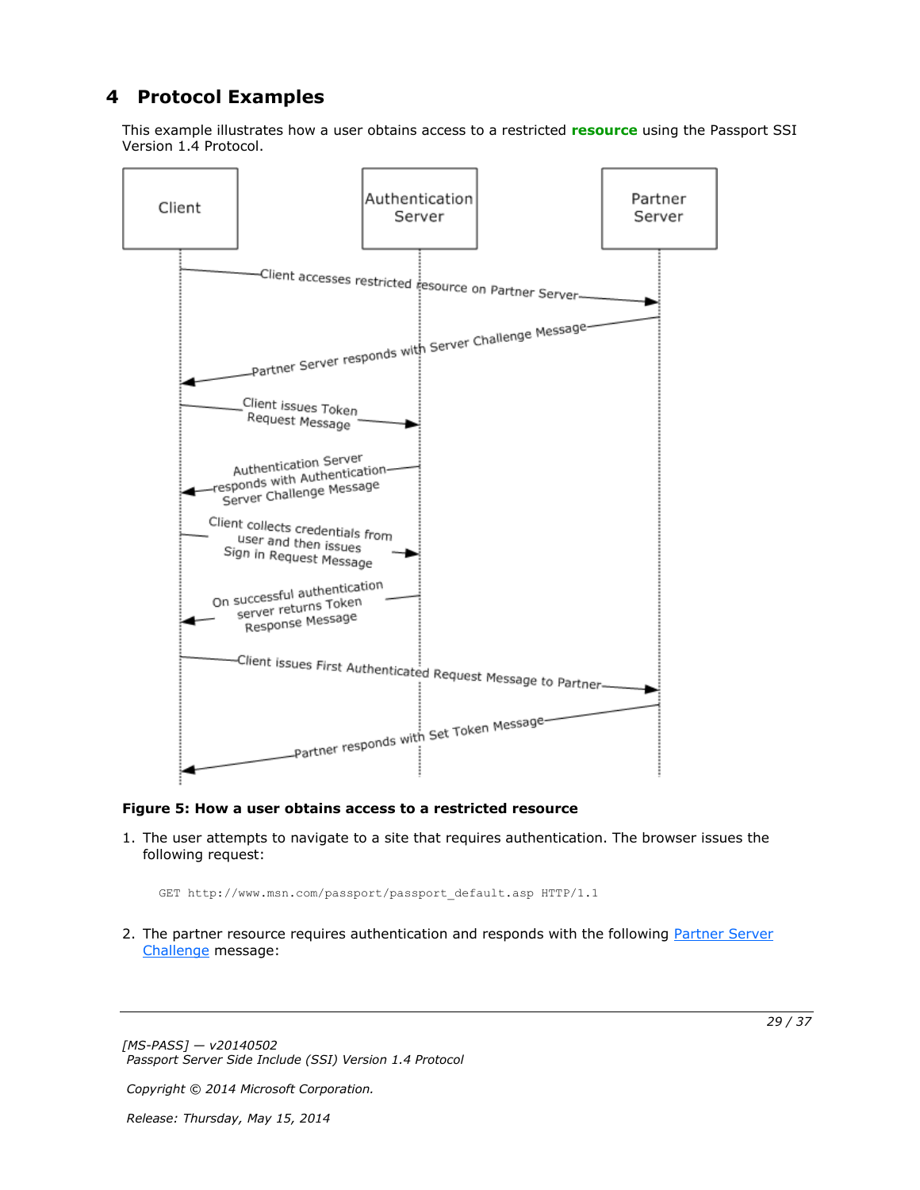# 4 Protocol Examples

This example illustrates how a user obtains access to a restricted **resource** using the Passport SSI Version 1.4 Protocol.

**Figure 5: How a user obtains access to a restricted resource**

1. The user attempts to navigate to a site that requires authentication. The browser issues the following request:

```
GET http://www.msn.com/passport/passport_default.asp HTTP/1.1
```

2. The partner resource requires authentication and responds with the following Partner Server Challenge message: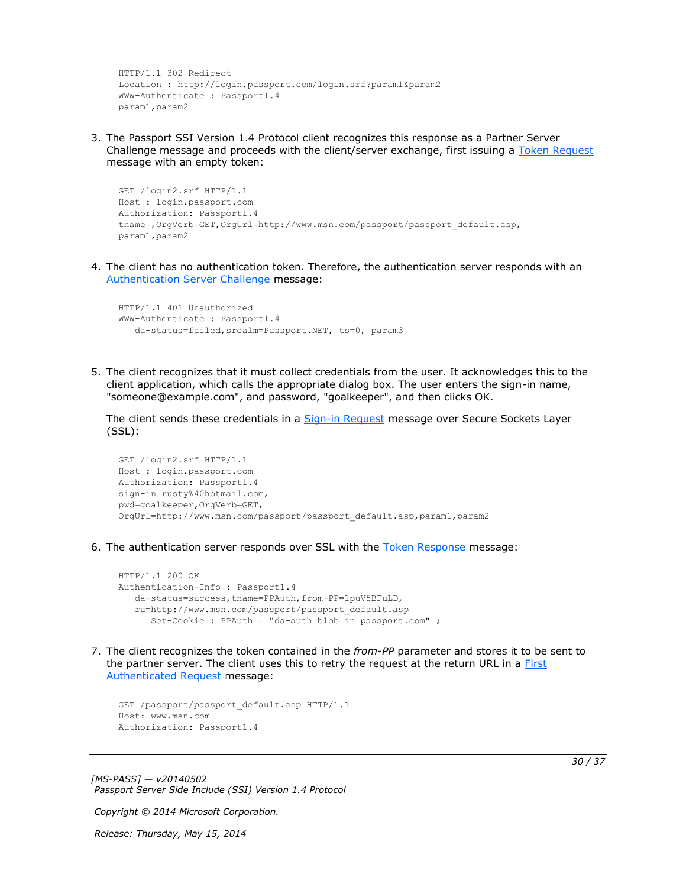```
HTTP/1.1 302 Redirect
Location : http://login.passport.com/login.srf?param1&param2
WWW-Authenticate : Passport1.4
param1,param2
```

3. The Passport SSI Version 1.4 Protocol client recognizes this response as a Partner Server Challenge message and proceeds with the client/server exchange, first issuing a Token Request message with an empty token:

```
GET /login2.srf HTTP/1.1
Host : login.passport.com
Authorization: Passport1.4
tname=,OrgVerb=GET,OrgUrl=http://www.msn.com/passport/passport_default.asp,
param1,param2
```

4. The client has no authentication token. Therefore, the authentication server responds with an Authentication Server Challenge message:

```
HTTP/1.1 401 Unauthorized
WWW-Authenticate : Passport1.4
   da-status=failed,srealm=Passport.NET, ts=0, param3
```

5. The client recognizes that it must collect credentials from the user. It acknowledges this to the client application, which calls the appropriate dialog box. The user enters the sign-in name, "someone@example.com", and password, "goalkeeper", and then clicks OK.

   The client sends these credentials in a Sign-in Request message over Secure Sockets Layer (SSL):

```
GET /login2.srf HTTP/1.1
Host : login.passport.com
Authorization: Passport1.4
sign-in=rusty%40hotmail.com,
pwd=goalkeeper,OrgVerb=GET,
OrgUrl=http://www.msn.com/passport/passport_default.asp,param1,param2
```

6. The authentication server responds over SSL with the Token Response message:

```
HTTP/1.1 200 OK
Authentication-Info : Passport1.4
   da-status=success,tname=PPAuth,from-PP=1puV5BFuLD,
   ru=http://www.msn.com/passport/passport_default.asp
      Set-Cookie : PPAuth = "da-auth blob in passport.com" ;
```

7. The client recognizes the token contained in the *from-PP* parameter and stores it to be sent to the partner server. The client uses this to retry the request at the return URL in a First Authenticated Request message:

```
GET /passport/passport_default.asp HTTP/1.1
Host: www.msn.com
Authorization: Passport1.4
```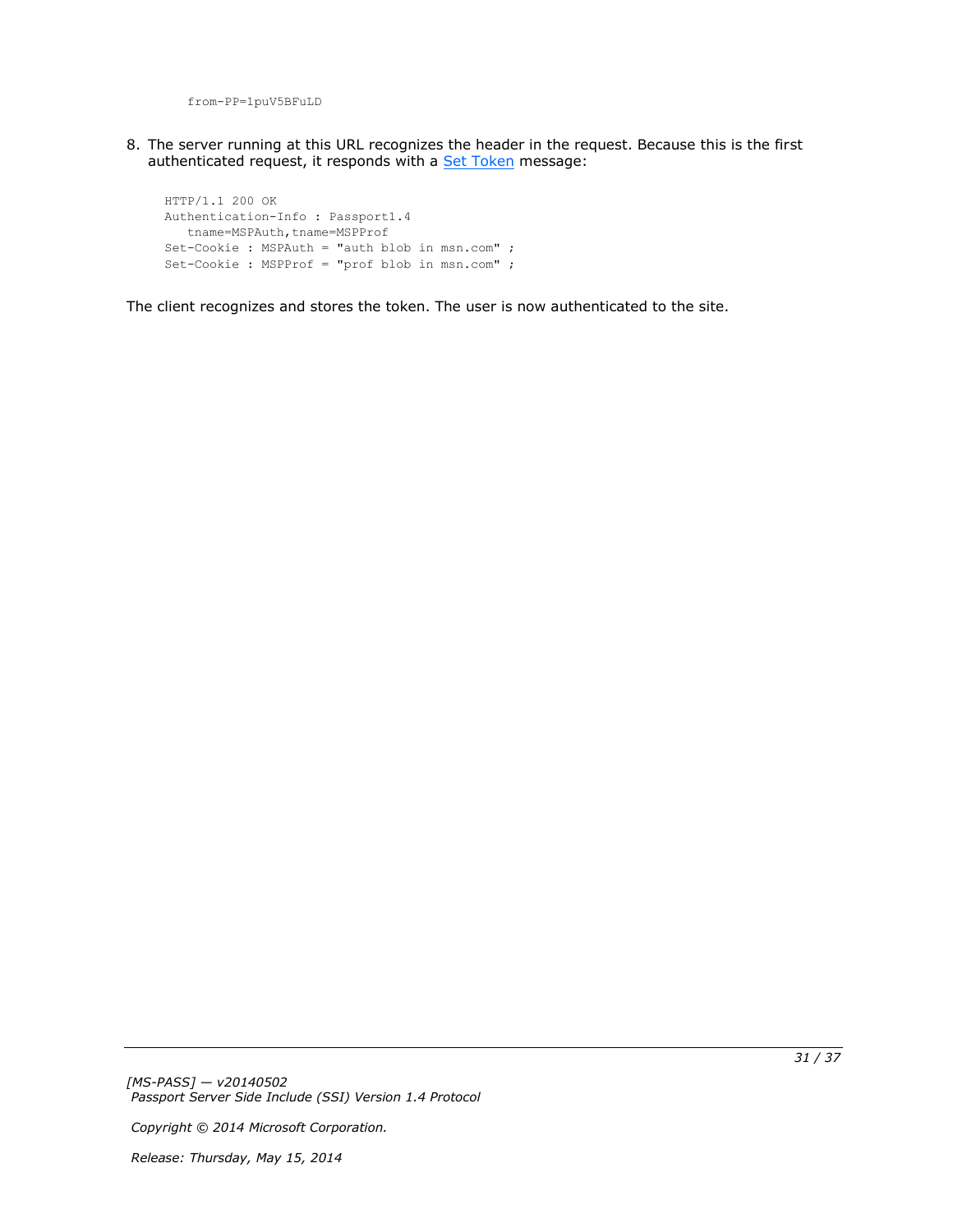```
from-PP=1puV5BFuLD
```

8. The server running at this URL recognizes the header in the request. Because this is the first authenticated request, it responds with a Set Token message:

```
HTTP/1.1 200 OK
Authentication-Info : Passport1.4
   tname=MSPAuth,tname=MSPProf
Set-Cookie : MSPAuth = "auth blob in msn.com" ;
Set-Cookie : MSPProf = "prof blob in msn.com" ;
```

The client recognizes and stores the token. The user is now authenticated to the site.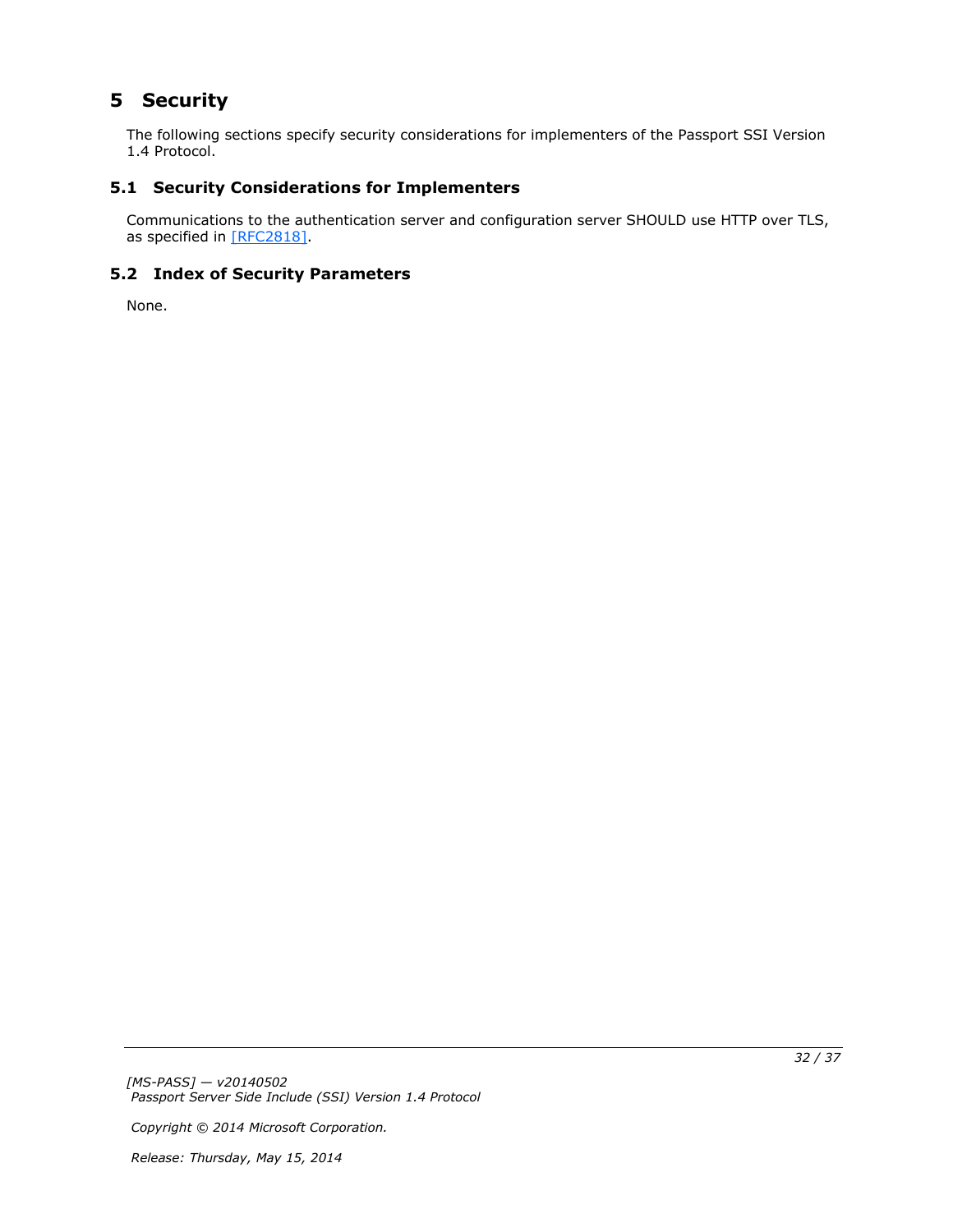# 5 Security

The following sections specify security considerations for implementers of the Passport SSI Version 1.4 Protocol.

## 5.1 Security Considerations for Implementers

Communications to the authentication server and configuration server SHOULD use HTTP over TLS, as specified in [RFC2818].

## 5.2 Index of Security Parameters

None.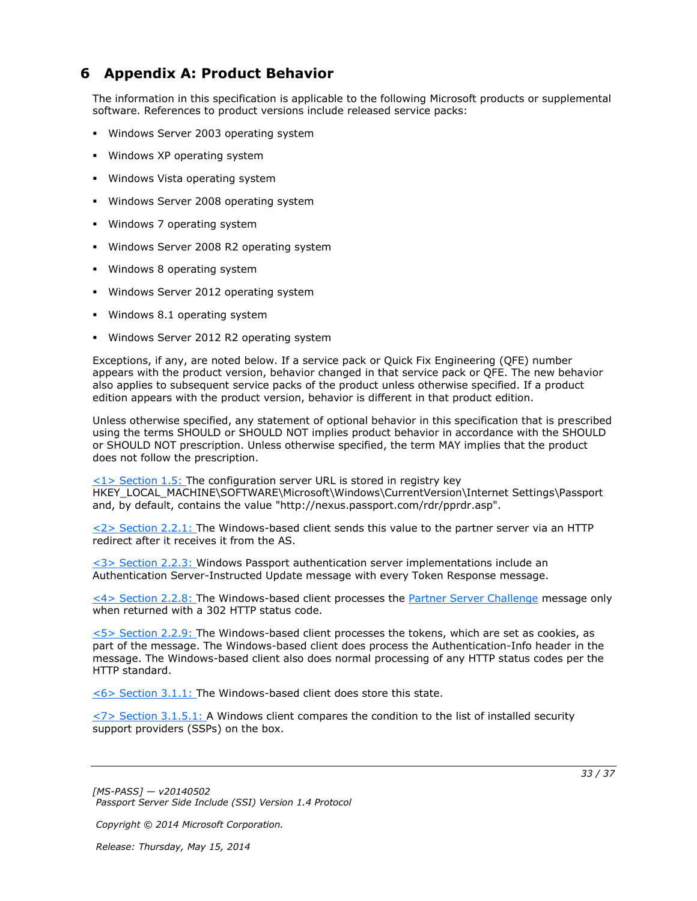# 6 Appendix A: Product Behavior

The information in this specification is applicable to the following Microsoft products or supplemental software. References to product versions include released service packs:

- Windows Server 2003 operating system
- Windows XP operating system
- Windows Vista operating system
- Windows Server 2008 operating system
- Windows 7 operating system
- Windows Server 2008 R2 operating system
- Windows 8 operating system
- Windows Server 2012 operating system
- Windows 8.1 operating system
- Windows Server 2012 R2 operating system

Exceptions, if any, are noted below. If a service pack or Quick Fix Engineering (QFE) number appears with the product version, behavior changed in that service pack or QFE. The new behavior also applies to subsequent service packs of the product unless otherwise specified. If a product edition appears with the product version, behavior is different in that product edition.

Unless otherwise specified, any statement of optional behavior in this specification that is prescribed using the terms SHOULD or SHOULD NOT implies product behavior in accordance with the SHOULD or SHOULD NOT prescription. Unless otherwise specified, the term MAY implies that the product does not follow the prescription.

<1> Section 1.5: The configuration server URL is stored in registry key HKEY_LOCAL_MACHINE\SOFTWARE\Microsoft\Windows\CurrentVersion\Internet Settings\Passport and, by default, contains the value "http://nexus.passport.com/rdr/pprdr.asp".

<2> Section 2.2.1: The Windows-based client sends this value to the partner server via an HTTP redirect after it receives it from the AS.

<3> Section 2.2.3: Windows Passport authentication server implementations include an Authentication Server-Instructed Update message with every Token Response message.

<4> Section 2.2.8: The Windows-based client processes the Partner Server Challenge message only when returned with a 302 HTTP status code.

<5> Section 2.2.9: The Windows-based client processes the tokens, which are set as cookies, as part of the message. The Windows-based client does process the Authentication-Info header in the message. The Windows-based client also does normal processing of any HTTP status codes per the HTTP standard.

<6> Section 3.1.1: The Windows-based client does store this state.

<7> Section 3.1.5.1: A Windows client compares the condition to the list of installed security support providers (SSPs) on the box.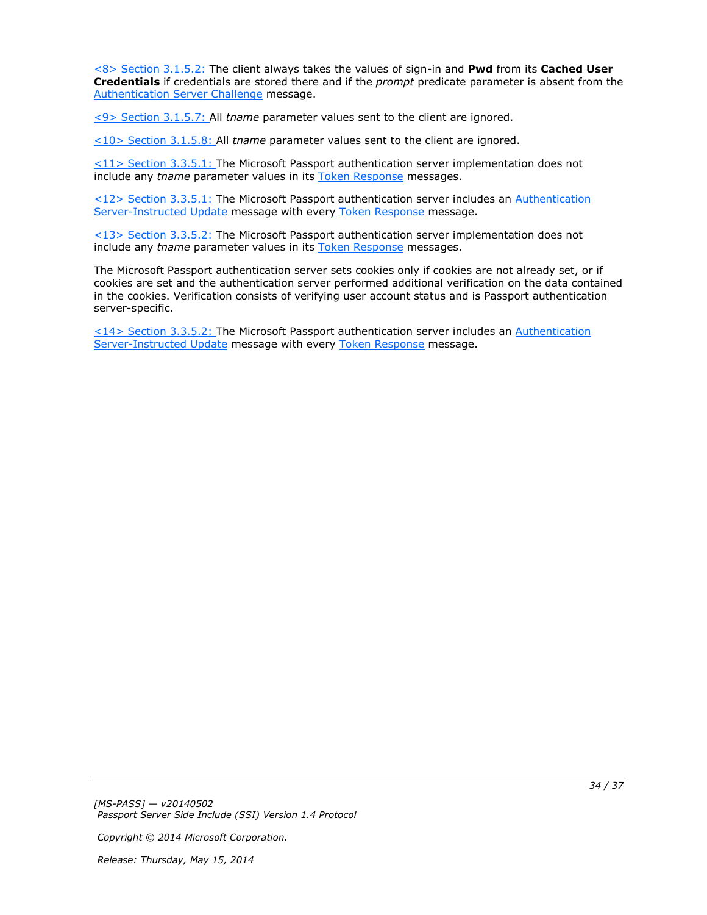<8> Section 3.1.5.2: The client always takes the values of sign-in and **Pwd** from its **Cached User Credentials** if credentials are stored there and if the *prompt* predicate parameter is absent from the Authentication Server Challenge message.

<9> Section 3.1.5.7: All *tname* parameter values sent to the client are ignored.

<10> Section 3.1.5.8: All *tname* parameter values sent to the client are ignored.

<11> Section 3.3.5.1: The Microsoft Passport authentication server implementation does not include any *tname* parameter values in its Token Response messages.

<12> Section 3.3.5.1: The Microsoft Passport authentication server includes an Authentication Server-Instructed Update message with every Token Response message.

<13> Section 3.3.5.2: The Microsoft Passport authentication server implementation does not include any *tname* parameter values in its Token Response messages.

The Microsoft Passport authentication server sets cookies only if cookies are not already set, or if cookies are set and the authentication server performed additional verification on the data contained in the cookies. Verification consists of verifying user account status and is Passport authentication server-specific.

<14> Section 3.3.5.2: The Microsoft Passport authentication server includes an Authentication Server-Instructed Update message with every Token Response message.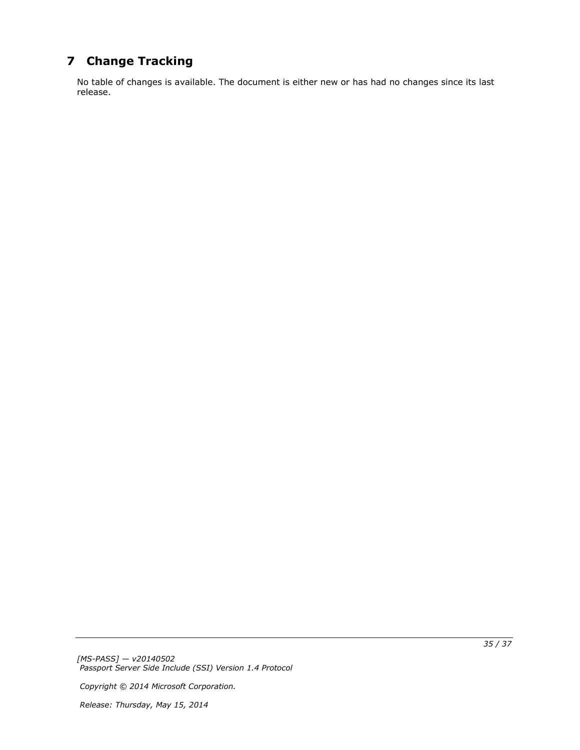# 7 Change Tracking

No table of changes is available. The document is either new or has had no changes since its last release.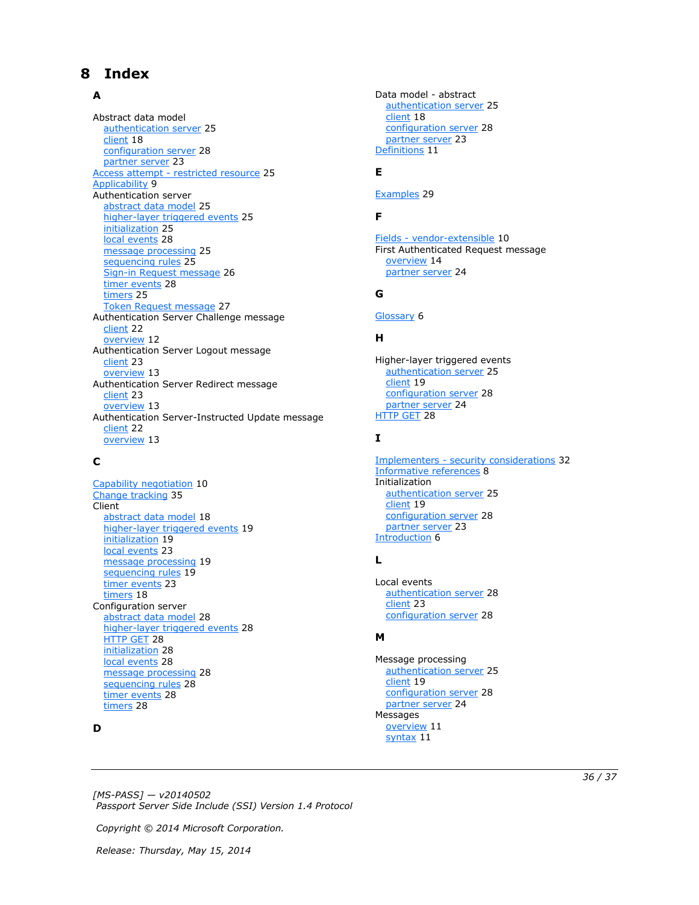# 8 Index

## A

Abstract data model
- authentication server 25
- client 18
- configuration server 28
- partner server 23

Access attempt - restricted resource 25
Applicability 9
Authentication server
- abstract data model 25
- higher-layer triggered events 25
- initialization 25
- local events 28
- message processing 25
- sequencing rules 25
- Sign-in Request message 26
- timer events 28
- timers 25
- Token Request message 27

Authentication Server Challenge message
- client 22
- overview 12

Authentication Server Logout message
- client 23
- overview 13

Authentication Server Redirect message
- client 23
- overview 13

Authentication Server-Instructed Update message
- client 22
- overview 13

## C

Capability negotiation 10
Change tracking 35
Client
- abstract data model 18
- higher-layer triggered events 19
- initialization 19
- local events 23
- message processing 19
- sequencing rules 19
- timer events 23
- timers 18

Configuration server
- abstract data model 28
- higher-layer triggered events 28
- HTTP GET 28
- initialization 28
- local events 28
- message processing 28
- sequencing rules 28
- timer events 28
- timers 28

## D

Data model - abstract
- authentication server 25
- client 18
- configuration server 28
- partner server 23

Definitions 11

## E

Examples 29

## F

Fields - vendor-extensible 10
First Authenticated Request message
- overview 14
- partner server 24

## G

Glossary 6

## H

Higher-layer triggered events
- authentication server 25
- client 19
- configuration server 28
- partner server 24

HTTP GET 28

## I

Implementers - security considerations 32
Informative references 8
Initialization
- authentication server 25
- client 19
- configuration server 28
- partner server 23

Introduction 6

## L

Local events
- authentication server 28
- client 23
- configuration server 28

## M

Message processing
- authentication server 25
- client 19
- configuration server 28
- partner server 24

Messages
- overview 11
- syntax 11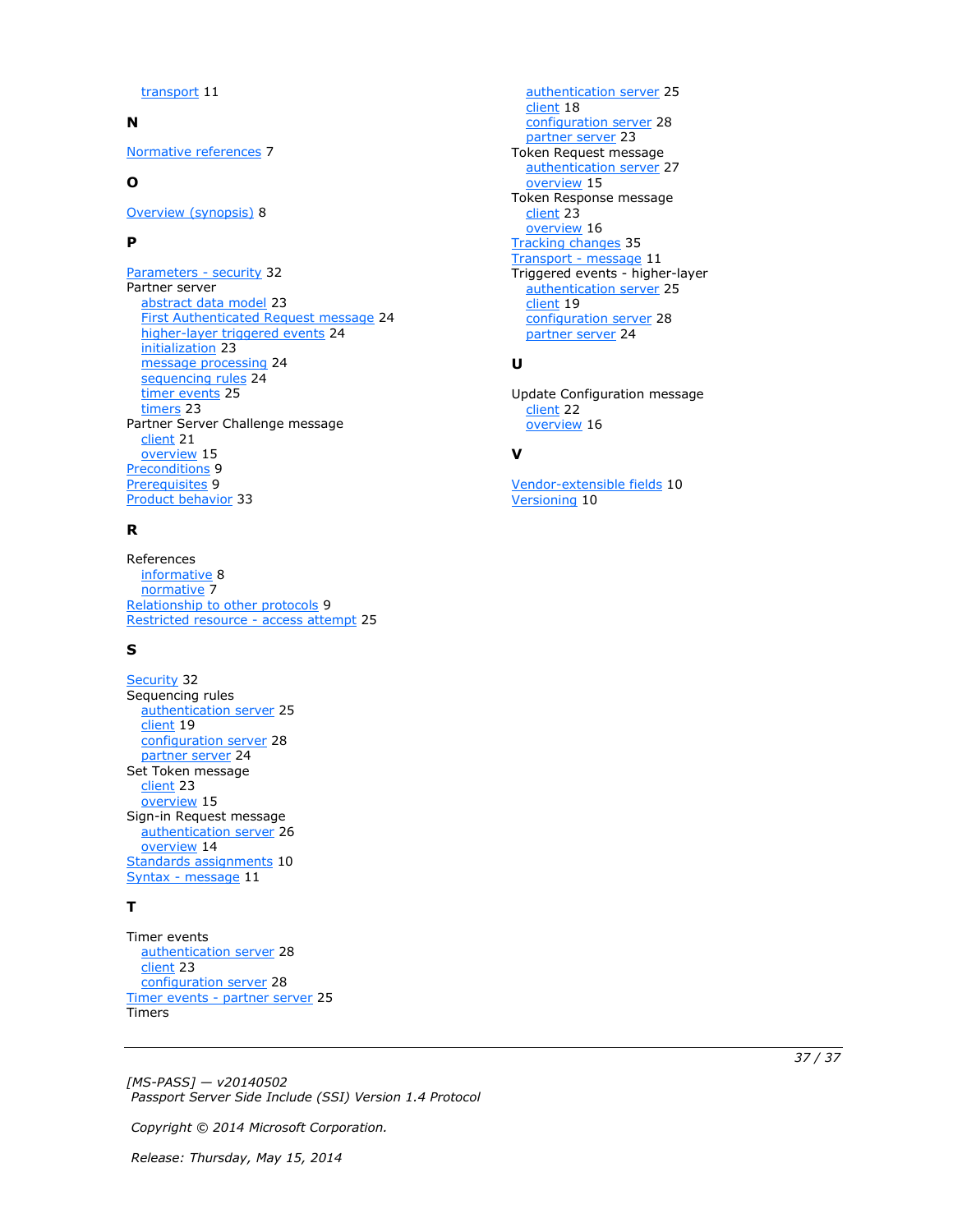transport 11

## N

Normative references 7

## O

Overview (synopsis) 8

## P

Parameters - security 32
Partner server
- abstract data model 23
- First Authenticated Request message 24
- higher-layer triggered events 24
- initialization 23
- message processing 24
- sequencing rules 24
- timer events 25
- timers 23

Partner Server Challenge message
- client 21
- overview 15

Preconditions 9
Prerequisites 9
Product behavior 33

## R

References
- informative 8
- normative 7

Relationship to other protocols 9
Restricted resource - access attempt 25

## S

Security 32
Sequencing rules
- authentication server 25
- client 19
- configuration server 28
- partner server 24

Set Token message
- client 23
- overview 15

Sign-in Request message
- authentication server 26
- overview 14

Standards assignments 10
Syntax - message 11

## T

Timer events
- authentication server 28
- client 23
- configuration server 28

Timer events - partner server 25
Timers
- authentication server 25
- client 18
- configuration server 28
- partner server 23

Token Request message
- authentication server 27
- overview 15

Token Response message
- client 23
- overview 16

Tracking changes 35
Transport - message 11
Triggered events - higher-layer
- authentication server 25
- client 19
- configuration server 28
- partner server 24

## U

Update Configuration message
- client 22
- overview 16

## V

Vendor-extensible fields 10
Versioning 10